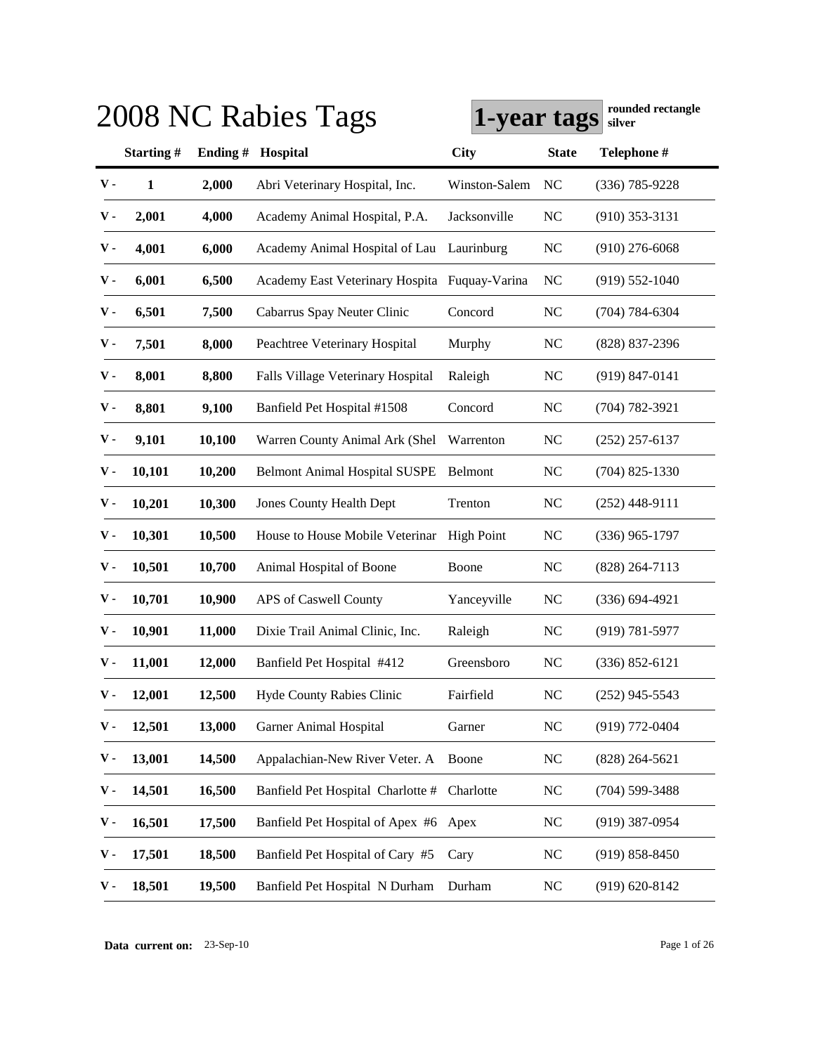# 2008 NC Rabies Tags

**1-year tags** **rounded rectangle silver**

| | Starting # | Ending # | Hospital | City | State | Telephone # |
|---|---|---|---|---|---|---|
| V - | 1 | 2,000 | Abri Veterinary Hospital, Inc. | Winston-Salem | NC | (336) 785-9228 |
| V - | 2,001 | 4,000 | Academy Animal Hospital, P.A. | Jacksonville | NC | (910) 353-3131 |
| V - | 4,001 | 6,000 | Academy Animal Hospital of Lau | Laurinburg | NC | (910) 276-6068 |
| V - | 6,001 | 6,500 | Academy East Veterinary Hospita | Fuquay-Varina | NC | (919) 552-1040 |
| V - | 6,501 | 7,500 | Cabarrus Spay Neuter Clinic | Concord | NC | (704) 784-6304 |
| V - | 7,501 | 8,000 | Peachtree Veterinary Hospital | Murphy | NC | (828) 837-2396 |
| V - | 8,001 | 8,800 | Falls Village Veterinary Hospital | Raleigh | NC | (919) 847-0141 |
| V - | 8,801 | 9,100 | Banfield Pet Hospital #1508 | Concord | NC | (704) 782-3921 |
| V - | 9,101 | 10,100 | Warren County Animal Ark (Shel | Warrenton | NC | (252) 257-6137 |
| V - | 10,101 | 10,200 | Belmont Animal Hospital SUSPE | Belmont | NC | (704) 825-1330 |
| V - | 10,201 | 10,300 | Jones County Health Dept | Trenton | NC | (252) 448-9111 |
| V - | 10,301 | 10,500 | House to House Mobile Veterinar | High Point | NC | (336) 965-1797 |
| V - | 10,501 | 10,700 | Animal Hospital of Boone | Boone | NC | (828) 264-7113 |
| V - | 10,701 | 10,900 | APS of Caswell County | Yanceyville | NC | (336) 694-4921 |
| V - | 10,901 | 11,000 | Dixie Trail Animal Clinic, Inc. | Raleigh | NC | (919) 781-5977 |
| V - | 11,001 | 12,000 | Banfield Pet Hospital #412 | Greensboro | NC | (336) 852-6121 |
| V - | 12,001 | 12,500 | Hyde County Rabies Clinic | Fairfield | NC | (252) 945-5543 |
| V - | 12,501 | 13,000 | Garner Animal Hospital | Garner | NC | (919) 772-0404 |
| V - | 13,001 | 14,500 | Appalachian-New River Veter. A | Boone | NC | (828) 264-5621 |
| V - | 14,501 | 16,500 | Banfield Pet Hospital Charlotte # | Charlotte | NC | (704) 599-3488 |
| V - | 16,501 | 17,500 | Banfield Pet Hospital of Apex #6 | Apex | NC | (919) 387-0954 |
| V - | 17,501 | 18,500 | Banfield Pet Hospital of Cary #5 | Cary | NC | (919) 858-8450 |
| V - | 18,501 | 19,500 | Banfield Pet Hospital N Durham | Durham | NC | (919) 620-8142 |

**Data current on:** 23-Sep-10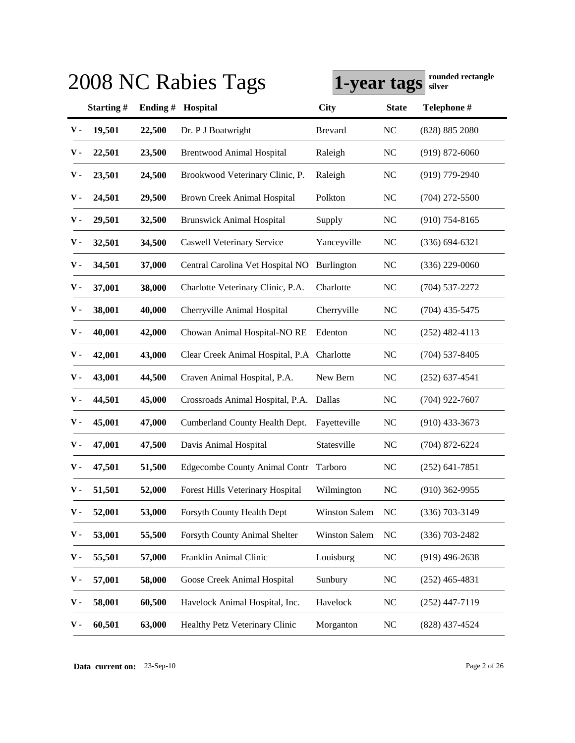# 2008 NC Rabies Tags

**1-year tags** **rounded rectangle silver**

| | Starting # | Ending # | Hospital | City | State | Telephone # |
|---|---|---|---|---|---|---|
| V - | 19,501 | 22,500 | Dr. P J Boatwright | Brevard | NC | (828) 885 2080 |
| V - | 22,501 | 23,500 | Brentwood Animal Hospital | Raleigh | NC | (919) 872-6060 |
| V - | 23,501 | 24,500 | Brookwood Veterinary Clinic, P. | Raleigh | NC | (919) 779-2940 |
| V - | 24,501 | 29,500 | Brown Creek Animal Hospital | Polkton | NC | (704) 272-5500 |
| V - | 29,501 | 32,500 | Brunswick Animal Hospital | Supply | NC | (910) 754-8165 |
| V - | 32,501 | 34,500 | Caswell Veterinary Service | Yanceyville | NC | (336) 694-6321 |
| V - | 34,501 | 37,000 | Central Carolina Vet Hospital NO | Burlington | NC | (336) 229-0060 |
| V - | 37,001 | 38,000 | Charlotte Veterinary Clinic, P.A. | Charlotte | NC | (704) 537-2272 |
| V - | 38,001 | 40,000 | Cherryville Animal Hospital | Cherryville | NC | (704) 435-5475 |
| V - | 40,001 | 42,000 | Chowan Animal Hospital-NO RE | Edenton | NC | (252) 482-4113 |
| V - | 42,001 | 43,000 | Clear Creek Animal Hospital, P.A | Charlotte | NC | (704) 537-8405 |
| V - | 43,001 | 44,500 | Craven Animal Hospital, P.A. | New Bern | NC | (252) 637-4541 |
| V - | 44,501 | 45,000 | Crossroads Animal Hospital, P.A. | Dallas | NC | (704) 922-7607 |
| V - | 45,001 | 47,000 | Cumberland County Health Dept. | Fayetteville | NC | (910) 433-3673 |
| V - | 47,001 | 47,500 | Davis Animal Hospital | Statesville | NC | (704) 872-6224 |
| V - | 47,501 | 51,500 | Edgecombe County Animal Contr | Tarboro | NC | (252) 641-7851 |
| V - | 51,501 | 52,000 | Forest Hills Veterinary Hospital | Wilmington | NC | (910) 362-9955 |
| V - | 52,001 | 53,000 | Forsyth County Health Dept | Winston Salem | NC | (336) 703-3149 |
| V - | 53,001 | 55,500 | Forsyth County Animal Shelter | Winston Salem | NC | (336) 703-2482 |
| V - | 55,501 | 57,000 | Franklin Animal Clinic | Louisburg | NC | (919) 496-2638 |
| V - | 57,001 | 58,000 | Goose Creek Animal Hospital | Sunbury | NC | (252) 465-4831 |
| V - | 58,001 | 60,500 | Havelock Animal Hospital, Inc. | Havelock | NC | (252) 447-7119 |
| V - | 60,501 | 63,000 | Healthy Petz Veterinary Clinic | Morganton | NC | (828) 437-4524 |

**Data current on:** 23-Sep-10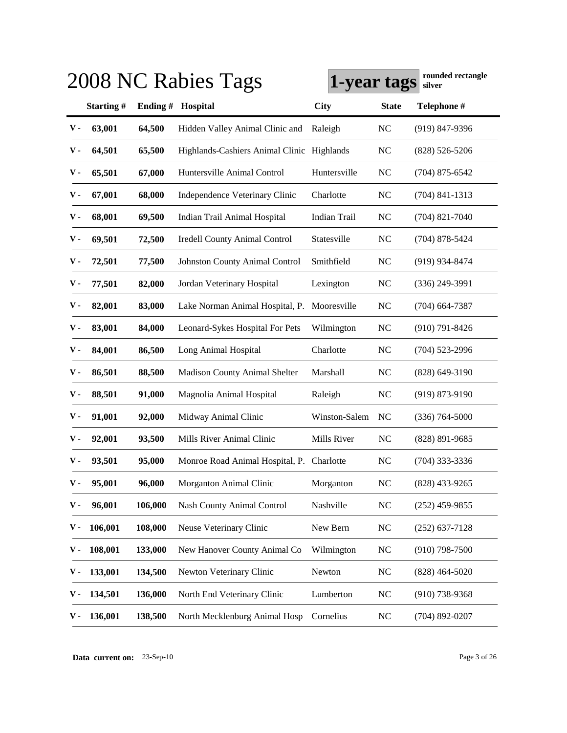# 2008 NC Rabies Tags

**1-year tags** **rounded rectangle silver**

| | Starting # | Ending # | Hospital | City | State | Telephone # |
|---|---|---|---|---|---|---|
| V - | 63,001 | 64,500 | Hidden Valley Animal Clinic and | Raleigh | NC | (919) 847-9396 |
| V - | 64,501 | 65,500 | Highlands-Cashiers Animal Clinic | Highlands | NC | (828) 526-5206 |
| V - | 65,501 | 67,000 | Huntersville Animal Control | Huntersville | NC | (704) 875-6542 |
| V - | 67,001 | 68,000 | Independence Veterinary Clinic | Charlotte | NC | (704) 841-1313 |
| V - | 68,001 | 69,500 | Indian Trail Animal Hospital | Indian Trail | NC | (704) 821-7040 |
| V - | 69,501 | 72,500 | Iredell County Animal Control | Statesville | NC | (704) 878-5424 |
| V - | 72,501 | 77,500 | Johnston County Animal Control | Smithfield | NC | (919) 934-8474 |
| V - | 77,501 | 82,000 | Jordan Veterinary Hospital | Lexington | NC | (336) 249-3991 |
| V - | 82,001 | 83,000 | Lake Norman Animal Hospital, P. | Mooresville | NC | (704) 664-7387 |
| V - | 83,001 | 84,000 | Leonard-Sykes Hospital For Pets | Wilmington | NC | (910) 791-8426 |
| V - | 84,001 | 86,500 | Long Animal Hospital | Charlotte | NC | (704) 523-2996 |
| V - | 86,501 | 88,500 | Madison County Animal Shelter | Marshall | NC | (828) 649-3190 |
| V - | 88,501 | 91,000 | Magnolia Animal Hospital | Raleigh | NC | (919) 873-9190 |
| V - | 91,001 | 92,000 | Midway Animal Clinic | Winston-Salem | NC | (336) 764-5000 |
| V - | 92,001 | 93,500 | Mills River Animal Clinic | Mills River | NC | (828) 891-9685 |
| V - | 93,501 | 95,000 | Monroe Road Animal Hospital, P. | Charlotte | NC | (704) 333-3336 |
| V - | 95,001 | 96,000 | Morganton Animal Clinic | Morganton | NC | (828) 433-9265 |
| V - | 96,001 | 106,000 | Nash County Animal Control | Nashville | NC | (252) 459-9855 |
| V - | 106,001 | 108,000 | Neuse Veterinary Clinic | New Bern | NC | (252) 637-7128 |
| V - | 108,001 | 133,000 | New Hanover County Animal Co | Wilmington | NC | (910) 798-7500 |
| V - | 133,001 | 134,500 | Newton Veterinary Clinic | Newton | NC | (828) 464-5020 |
| V - | 134,501 | 136,000 | North End Veterinary Clinic | Lumberton | NC | (910) 738-9368 |
| V - | 136,001 | 138,500 | North Mecklenburg Animal Hosp | Cornelius | NC | (704) 892-0207 |

**Data current on:** 23-Sep-10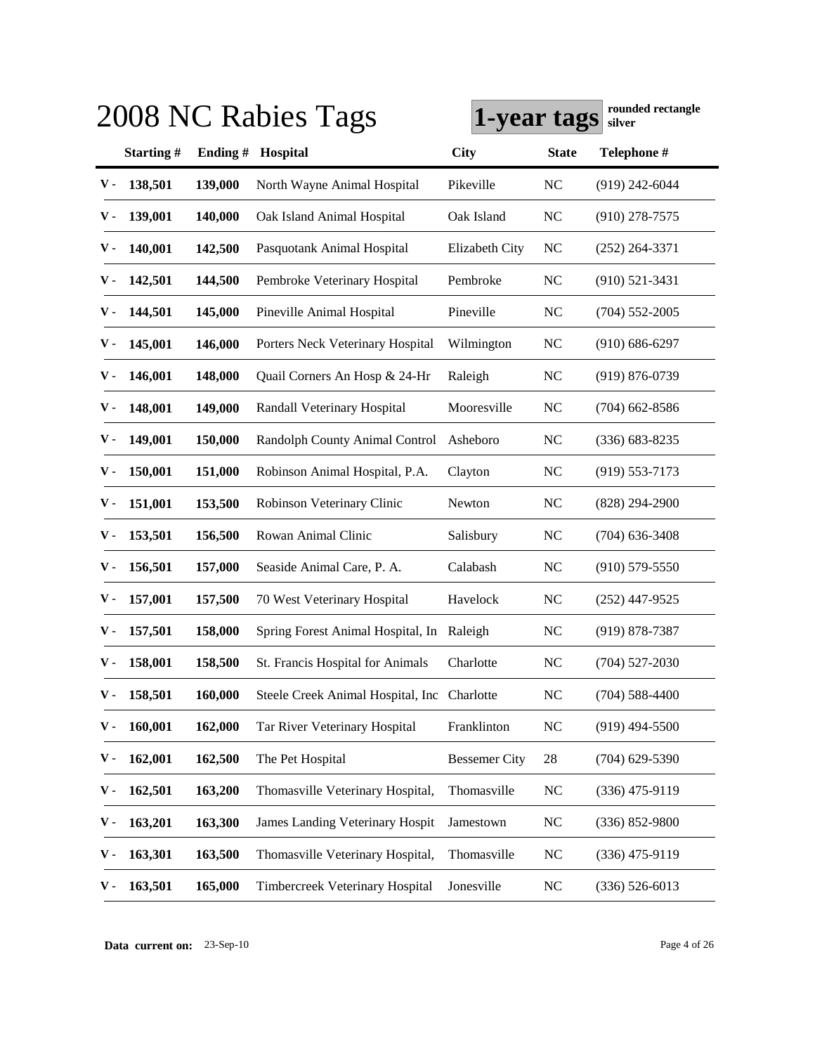# 2008 NC Rabies Tags

**1-year tags** **rounded rectangle silver**

| | Starting # | Ending # | Hospital | City | State | Telephone # |
|---|---|---|---|---|---|---|
| V - | 138,501 | 139,000 | North Wayne Animal Hospital | Pikeville | NC | (919) 242-6044 |
| V - | 139,001 | 140,000 | Oak Island Animal Hospital | Oak Island | NC | (910) 278-7575 |
| V - | 140,001 | 142,500 | Pasquotank Animal Hospital | Elizabeth City | NC | (252) 264-3371 |
| V - | 142,501 | 144,500 | Pembroke Veterinary Hospital | Pembroke | NC | (910) 521-3431 |
| V - | 144,501 | 145,000 | Pineville Animal Hospital | Pineville | NC | (704) 552-2005 |
| V - | 145,001 | 146,000 | Porters Neck Veterinary Hospital | Wilmington | NC | (910) 686-6297 |
| V - | 146,001 | 148,000 | Quail Corners An Hosp & 24-Hr | Raleigh | NC | (919) 876-0739 |
| V - | 148,001 | 149,000 | Randall Veterinary Hospital | Mooresville | NC | (704) 662-8586 |
| V - | 149,001 | 150,000 | Randolph County Animal Control | Asheboro | NC | (336) 683-8235 |
| V - | 150,001 | 151,000 | Robinson Animal Hospital, P.A. | Clayton | NC | (919) 553-7173 |
| V - | 151,001 | 153,500 | Robinson Veterinary Clinic | Newton | NC | (828) 294-2900 |
| V - | 153,501 | 156,500 | Rowan Animal Clinic | Salisbury | NC | (704) 636-3408 |
| V - | 156,501 | 157,000 | Seaside Animal Care, P. A. | Calabash | NC | (910) 579-5550 |
| V - | 157,001 | 157,500 | 70 West Veterinary Hospital | Havelock | NC | (252) 447-9525 |
| V - | 157,501 | 158,000 | Spring Forest Animal Hospital, In | Raleigh | NC | (919) 878-7387 |
| V - | 158,001 | 158,500 | St. Francis Hospital for Animals | Charlotte | NC | (704) 527-2030 |
| V - | 158,501 | 160,000 | Steele Creek Animal Hospital, Inc | Charlotte | NC | (704) 588-4400 |
| V - | 160,001 | 162,000 | Tar River Veterinary Hospital | Franklinton | NC | (919) 494-5500 |
| V - | 162,001 | 162,500 | The Pet Hospital | Bessemer City | 28 | (704) 629-5390 |
| V - | 162,501 | 163,200 | Thomasville Veterinary Hospital, | Thomasville | NC | (336) 475-9119 |
| V - | 163,201 | 163,300 | James Landing Veterinary Hospit | Jamestown | NC | (336) 852-9800 |
| V - | 163,301 | 163,500 | Thomasville Veterinary Hospital, | Thomasville | NC | (336) 475-9119 |
| V - | 163,501 | 165,000 | Timbercreek Veterinary Hospital | Jonesville | NC | (336) 526-6013 |

**Data current on:** 23-Sep-10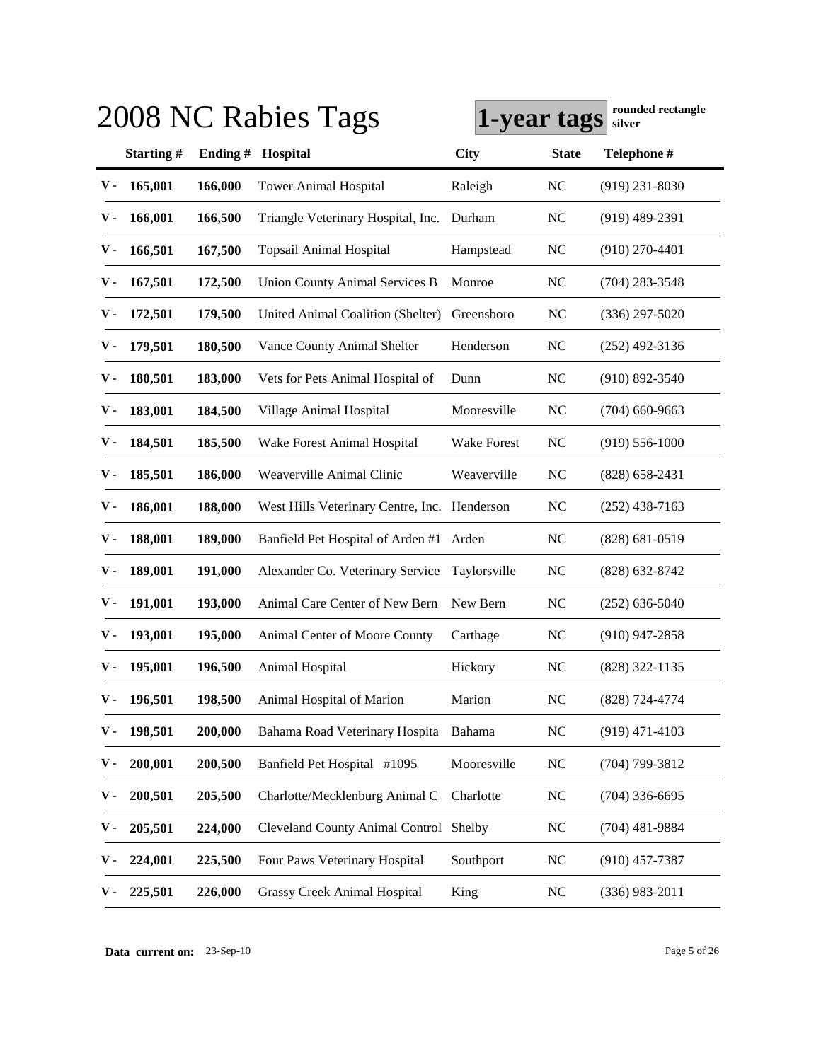# 2008 NC Rabies Tags

**1-year tags** **rounded rectangle silver**

| | Starting # | Ending # | Hospital | City | State | Telephone # |
|---|---|---|---|---|---|---|
| V - | 165,001 | 166,000 | Tower Animal Hospital | Raleigh | NC | (919) 231-8030 |
| V - | 166,001 | 166,500 | Triangle Veterinary Hospital, Inc. | Durham | NC | (919) 489-2391 |
| V - | 166,501 | 167,500 | Topsail Animal Hospital | Hampstead | NC | (910) 270-4401 |
| V - | 167,501 | 172,500 | Union County Animal Services B | Monroe | NC | (704) 283-3548 |
| V - | 172,501 | 179,500 | United Animal Coalition (Shelter) | Greensboro | NC | (336) 297-5020 |
| V - | 179,501 | 180,500 | Vance County Animal Shelter | Henderson | NC | (252) 492-3136 |
| V - | 180,501 | 183,000 | Vets for Pets Animal Hospital of | Dunn | NC | (910) 892-3540 |
| V - | 183,001 | 184,500 | Village Animal Hospital | Mooresville | NC | (704) 660-9663 |
| V - | 184,501 | 185,500 | Wake Forest Animal Hospital | Wake Forest | NC | (919) 556-1000 |
| V - | 185,501 | 186,000 | Weaverville Animal Clinic | Weaverville | NC | (828) 658-2431 |
| V - | 186,001 | 188,000 | West Hills Veterinary Centre, Inc. | Henderson | NC | (252) 438-7163 |
| V - | 188,001 | 189,000 | Banfield Pet Hospital of Arden #1 | Arden | NC | (828) 681-0519 |
| V - | 189,001 | 191,000 | Alexander Co. Veterinary Service | Taylorsville | NC | (828) 632-8742 |
| V - | 191,001 | 193,000 | Animal Care Center of New Bern | New Bern | NC | (252) 636-5040 |
| V - | 193,001 | 195,000 | Animal Center of Moore County | Carthage | NC | (910) 947-2858 |
| V - | 195,001 | 196,500 | Animal Hospital | Hickory | NC | (828) 322-1135 |
| V - | 196,501 | 198,500 | Animal Hospital of Marion | Marion | NC | (828) 724-4774 |
| V - | 198,501 | 200,000 | Bahama Road Veterinary Hospita | Bahama | NC | (919) 471-4103 |
| V - | 200,001 | 200,500 | Banfield Pet Hospital #1095 | Mooresville | NC | (704) 799-3812 |
| V - | 200,501 | 205,500 | Charlotte/Mecklenburg Animal C | Charlotte | NC | (704) 336-6695 |
| V - | 205,501 | 224,000 | Cleveland County Animal Control | Shelby | NC | (704) 481-9884 |
| V - | 224,001 | 225,500 | Four Paws Veterinary Hospital | Southport | NC | (910) 457-7387 |
| V - | 225,501 | 226,000 | Grassy Creek Animal Hospital | King | NC | (336) 983-2011 |

**Data current on:** 23-Sep-10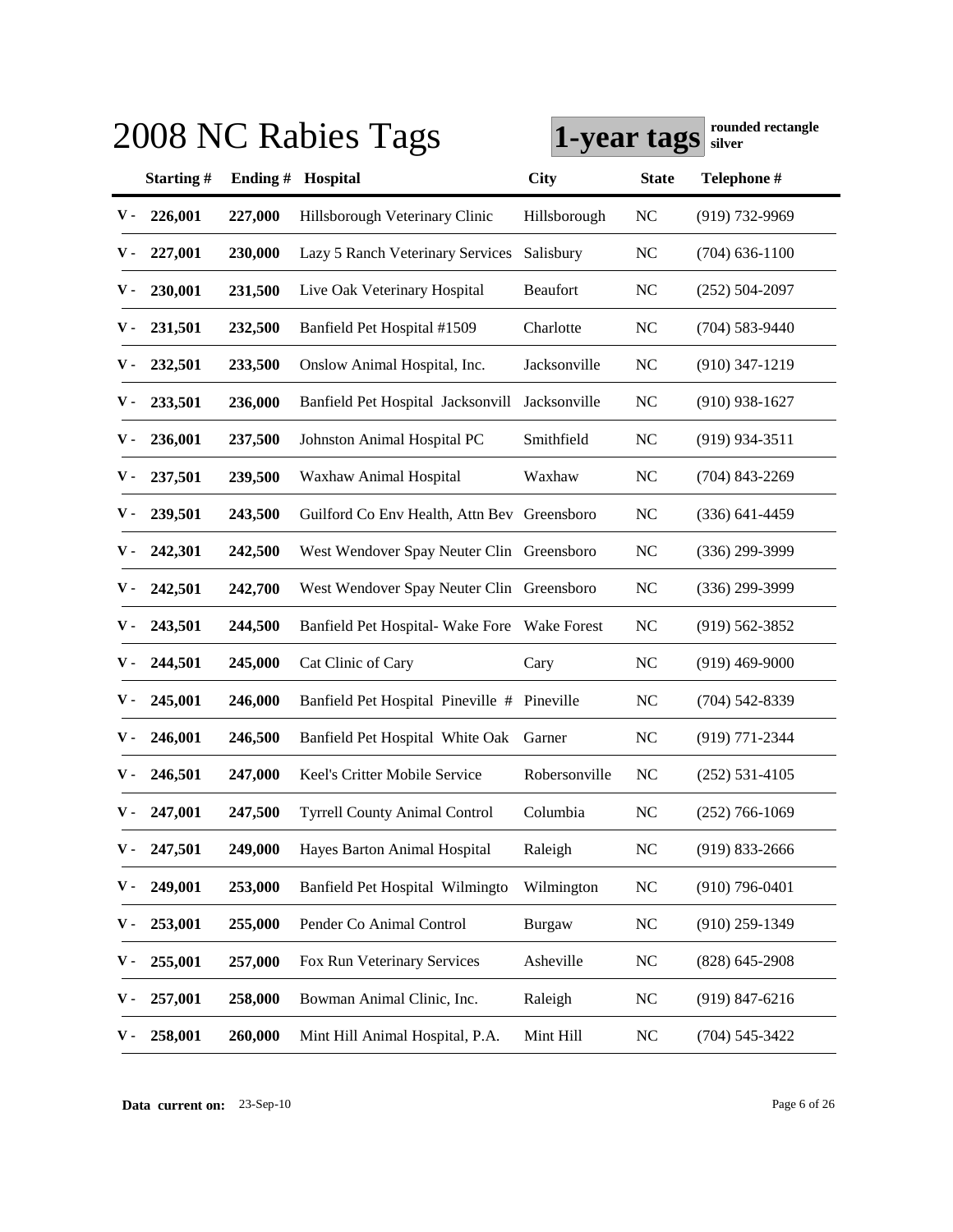# 2008 NC Rabies Tags

**1-year tags** rounded rectangle silver

| | Starting # | Ending # | Hospital | City | State | Telephone # |
|---|---|---|---|---|---|---|
| V - | 226,001 | 227,000 | Hillsborough Veterinary Clinic | Hillsborough | NC | (919) 732-9969 |
| V - | 227,001 | 230,000 | Lazy 5 Ranch Veterinary Services | Salisbury | NC | (704) 636-1100 |
| V - | 230,001 | 231,500 | Live Oak Veterinary Hospital | Beaufort | NC | (252) 504-2097 |
| V - | 231,501 | 232,500 | Banfield Pet Hospital #1509 | Charlotte | NC | (704) 583-9440 |
| V - | 232,501 | 233,500 | Onslow Animal Hospital, Inc. | Jacksonville | NC | (910) 347-1219 |
| V - | 233,501 | 236,000 | Banfield Pet Hospital Jacksonvill | Jacksonville | NC | (910) 938-1627 |
| V - | 236,001 | 237,500 | Johnston Animal Hospital PC | Smithfield | NC | (919) 934-3511 |
| V - | 237,501 | 239,500 | Waxhaw Animal Hospital | Waxhaw | NC | (704) 843-2269 |
| V - | 239,501 | 243,500 | Guilford Co Env Health, Attn Bev | Greensboro | NC | (336) 641-4459 |
| V - | 242,301 | 242,500 | West Wendover Spay Neuter Clin | Greensboro | NC | (336) 299-3999 |
| V - | 242,501 | 242,700 | West Wendover Spay Neuter Clin | Greensboro | NC | (336) 299-3999 |
| V - | 243,501 | 244,500 | Banfield Pet Hospital- Wake Fore | Wake Forest | NC | (919) 562-3852 |
| V - | 244,501 | 245,000 | Cat Clinic of Cary | Cary | NC | (919) 469-9000 |
| V - | 245,001 | 246,000 | Banfield Pet Hospital Pineville # | Pineville | NC | (704) 542-8339 |
| V - | 246,001 | 246,500 | Banfield Pet Hospital White Oak | Garner | NC | (919) 771-2344 |
| V - | 246,501 | 247,000 | Keel's Critter Mobile Service | Robersonville | NC | (252) 531-4105 |
| V - | 247,001 | 247,500 | Tyrrell County Animal Control | Columbia | NC | (252) 766-1069 |
| V - | 247,501 | 249,000 | Hayes Barton Animal Hospital | Raleigh | NC | (919) 833-2666 |
| V - | 249,001 | 253,000 | Banfield Pet Hospital Wilmingto | Wilmington | NC | (910) 796-0401 |
| V - | 253,001 | 255,000 | Pender Co Animal Control | Burgaw | NC | (910) 259-1349 |
| V - | 255,001 | 257,000 | Fox Run Veterinary Services | Asheville | NC | (828) 645-2908 |
| V - | 257,001 | 258,000 | Bowman Animal Clinic, Inc. | Raleigh | NC | (919) 847-6216 |
| V - | 258,001 | 260,000 | Mint Hill Animal Hospital, P.A. | Mint Hill | NC | (704) 545-3422 |

**Data current on:** 23-Sep-10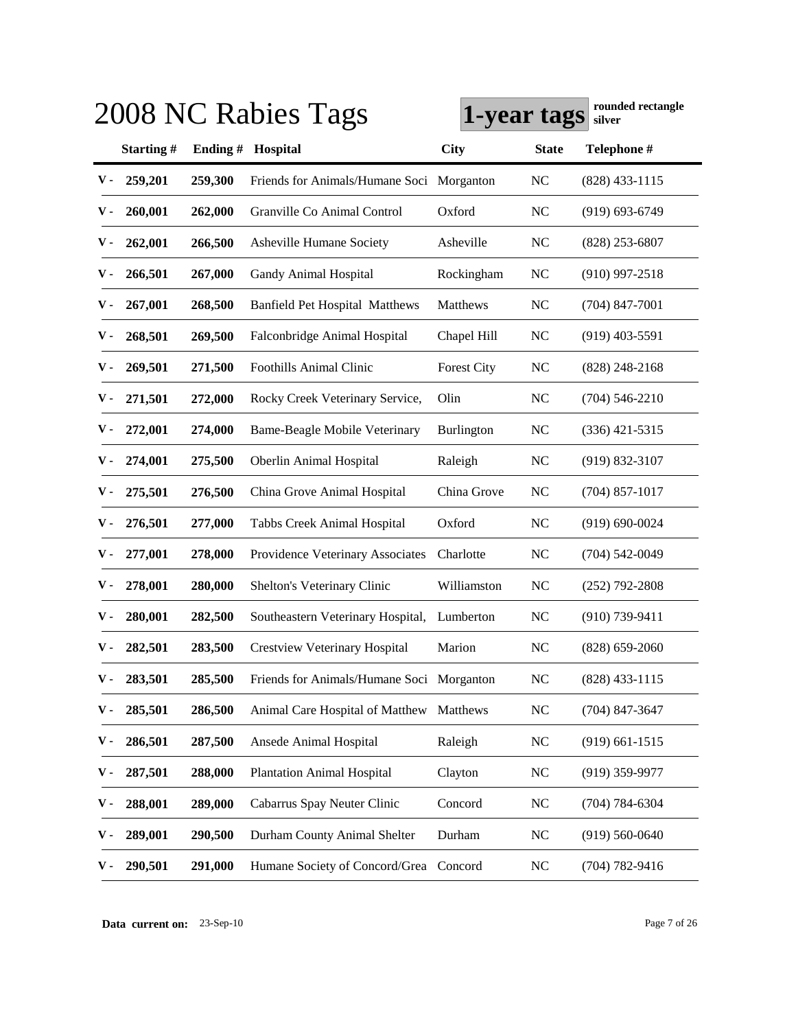# 2008 NC Rabies Tags

**1-year tags** **rounded rectangle silver**

| | Starting # | Ending # | Hospital | City | State | Telephone # |
|---|---|---|---|---|---|---|
| V - | 259,201 | 259,300 | Friends for Animals/Humane Soci | Morganton | NC | (828) 433-1115 |
| V - | 260,001 | 262,000 | Granville Co Animal Control | Oxford | NC | (919) 693-6749 |
| V - | 262,001 | 266,500 | Asheville Humane Society | Asheville | NC | (828) 253-6807 |
| V - | 266,501 | 267,000 | Gandy Animal Hospital | Rockingham | NC | (910) 997-2518 |
| V - | 267,001 | 268,500 | Banfield Pet Hospital Matthews | Matthews | NC | (704) 847-7001 |
| V - | 268,501 | 269,500 | Falconbridge Animal Hospital | Chapel Hill | NC | (919) 403-5591 |
| V - | 269,501 | 271,500 | Foothills Animal Clinic | Forest City | NC | (828) 248-2168 |
| V - | 271,501 | 272,000 | Rocky Creek Veterinary Service, | Olin | NC | (704) 546-2210 |
| V - | 272,001 | 274,000 | Bame-Beagle Mobile Veterinary | Burlington | NC | (336) 421-5315 |
| V - | 274,001 | 275,500 | Oberlin Animal Hospital | Raleigh | NC | (919) 832-3107 |
| V - | 275,501 | 276,500 | China Grove Animal Hospital | China Grove | NC | (704) 857-1017 |
| V - | 276,501 | 277,000 | Tabbs Creek Animal Hospital | Oxford | NC | (919) 690-0024 |
| V - | 277,001 | 278,000 | Providence Veterinary Associates | Charlotte | NC | (704) 542-0049 |
| V - | 278,001 | 280,000 | Shelton's Veterinary Clinic | Williamston | NC | (252) 792-2808 |
| V - | 280,001 | 282,500 | Southeastern Veterinary Hospital, | Lumberton | NC | (910) 739-9411 |
| V - | 282,501 | 283,500 | Crestview Veterinary Hospital | Marion | NC | (828) 659-2060 |
| V - | 283,501 | 285,500 | Friends for Animals/Humane Soci | Morganton | NC | (828) 433-1115 |
| V - | 285,501 | 286,500 | Animal Care Hospital of Matthew | Matthews | NC | (704) 847-3647 |
| V - | 286,501 | 287,500 | Ansede Animal Hospital | Raleigh | NC | (919) 661-1515 |
| V - | 287,501 | 288,000 | Plantation Animal Hospital | Clayton | NC | (919) 359-9977 |
| V - | 288,001 | 289,000 | Cabarrus Spay Neuter Clinic | Concord | NC | (704) 784-6304 |
| V - | 289,001 | 290,500 | Durham County Animal Shelter | Durham | NC | (919) 560-0640 |
| V - | 290,501 | 291,000 | Humane Society of Concord/Grea | Concord | NC | (704) 782-9416 |

**Data current on:** 23-Sep-10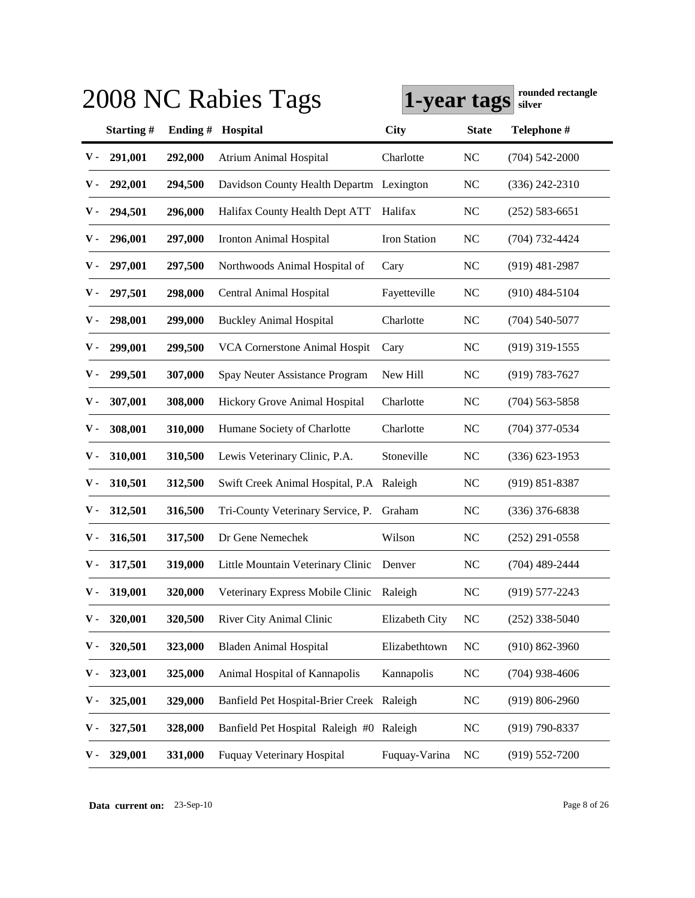# 2008 NC Rabies Tags

**1-year tags** **rounded rectangle silver**

| | Starting # | Ending # | Hospital | City | State | Telephone # |
|---|---|---|---|---|---|---|
| V - | 291,001 | 292,000 | Atrium Animal Hospital | Charlotte | NC | (704) 542-2000 |
| V - | 292,001 | 294,500 | Davidson County Health Departm | Lexington | NC | (336) 242-2310 |
| V - | 294,501 | 296,000 | Halifax County Health Dept ATT | Halifax | NC | (252) 583-6651 |
| V - | 296,001 | 297,000 | Ironton Animal Hospital | Iron Station | NC | (704) 732-4424 |
| V - | 297,001 | 297,500 | Northwoods Animal Hospital of | Cary | NC | (919) 481-2987 |
| V - | 297,501 | 298,000 | Central Animal Hospital | Fayetteville | NC | (910) 484-5104 |
| V - | 298,001 | 299,000 | Buckley Animal Hospital | Charlotte | NC | (704) 540-5077 |
| V - | 299,001 | 299,500 | VCA Cornerstone Animal Hospit | Cary | NC | (919) 319-1555 |
| V - | 299,501 | 307,000 | Spay Neuter Assistance Program | New Hill | NC | (919) 783-7627 |
| V - | 307,001 | 308,000 | Hickory Grove Animal Hospital | Charlotte | NC | (704) 563-5858 |
| V - | 308,001 | 310,000 | Humane Society of Charlotte | Charlotte | NC | (704) 377-0534 |
| V - | 310,001 | 310,500 | Lewis Veterinary Clinic, P.A. | Stoneville | NC | (336) 623-1953 |
| V - | 310,501 | 312,500 | Swift Creek Animal Hospital, P.A | Raleigh | NC | (919) 851-8387 |
| V - | 312,501 | 316,500 | Tri-County Veterinary Service, P. | Graham | NC | (336) 376-6838 |
| V - | 316,501 | 317,500 | Dr Gene Nemechek | Wilson | NC | (252) 291-0558 |
| V - | 317,501 | 319,000 | Little Mountain Veterinary Clinic | Denver | NC | (704) 489-2444 |
| V - | 319,001 | 320,000 | Veterinary Express Mobile Clinic | Raleigh | NC | (919) 577-2243 |
| V - | 320,001 | 320,500 | River City Animal Clinic | Elizabeth City | NC | (252) 338-5040 |
| V - | 320,501 | 323,000 | Bladen Animal Hospital | Elizabethtown | NC | (910) 862-3960 |
| V - | 323,001 | 325,000 | Animal Hospital of Kannapolis | Kannapolis | NC | (704) 938-4606 |
| V - | 325,001 | 329,000 | Banfield Pet Hospital-Brier Creek | Raleigh | NC | (919) 806-2960 |
| V - | 327,501 | 328,000 | Banfield Pet Hospital Raleigh #0 | Raleigh | NC | (919) 790-8337 |
| V - | 329,001 | 331,000 | Fuquay Veterinary Hospital | Fuquay-Varina | NC | (919) 552-7200 |

**Data current on:** 23-Sep-10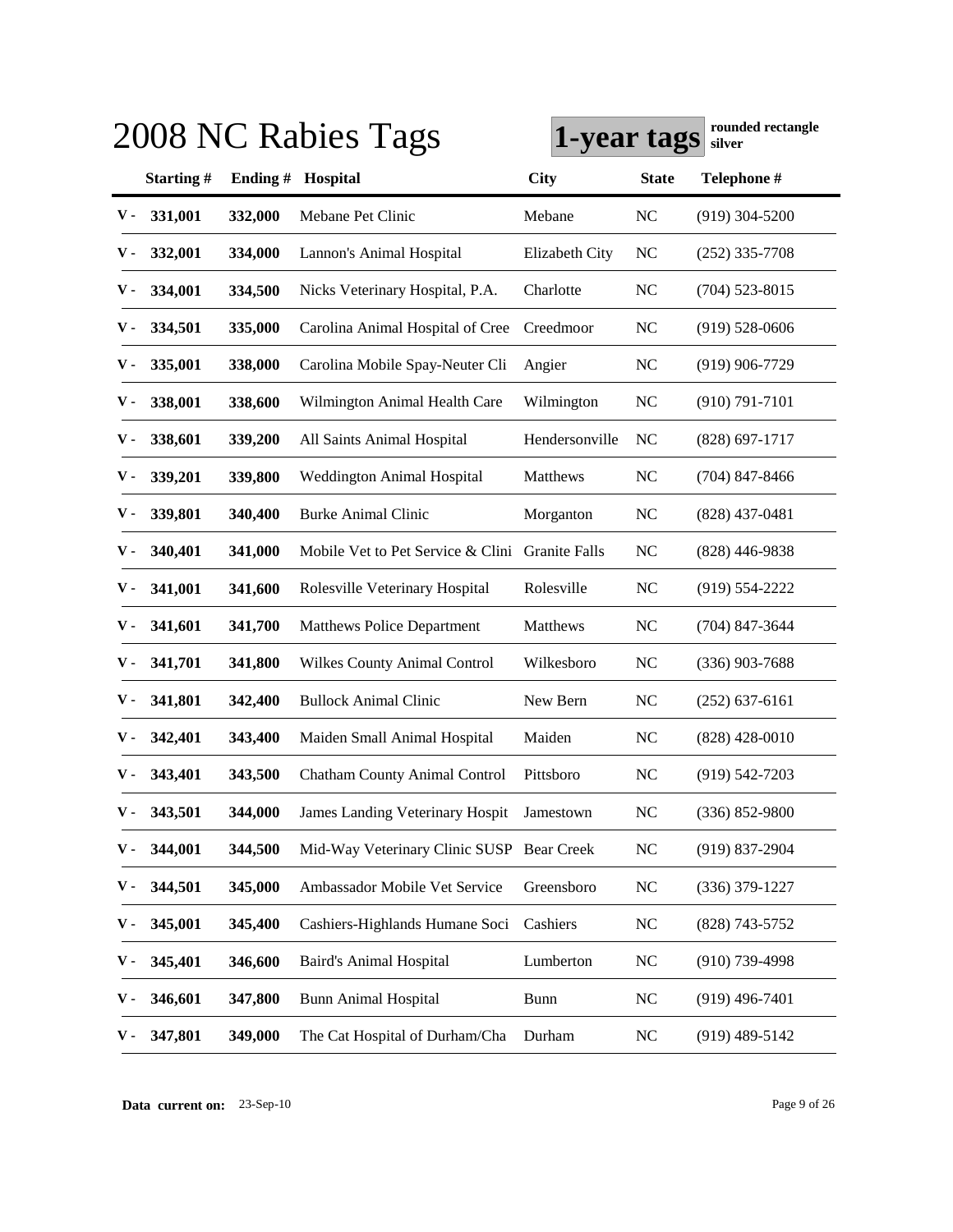# 2008 NC Rabies Tags

**1-year tags** rounded rectangle silver

| | Starting # | Ending # | Hospital | City | State | Telephone # |
|---|---|---|---|---|---|---|
| V - | 331,001 | 332,000 | Mebane Pet Clinic | Mebane | NC | (919) 304-5200 |
| V - | 332,001 | 334,000 | Lannon's Animal Hospital | Elizabeth City | NC | (252) 335-7708 |
| V - | 334,001 | 334,500 | Nicks Veterinary Hospital, P.A. | Charlotte | NC | (704) 523-8015 |
| V - | 334,501 | 335,000 | Carolina Animal Hospital of Cree | Creedmoor | NC | (919) 528-0606 |
| V - | 335,001 | 338,000 | Carolina Mobile Spay-Neuter Cli | Angier | NC | (919) 906-7729 |
| V - | 338,001 | 338,600 | Wilmington Animal Health Care | Wilmington | NC | (910) 791-7101 |
| V - | 338,601 | 339,200 | All Saints Animal Hospital | Hendersonville | NC | (828) 697-1717 |
| V - | 339,201 | 339,800 | Weddington Animal Hospital | Matthews | NC | (704) 847-8466 |
| V - | 339,801 | 340,400 | Burke Animal Clinic | Morganton | NC | (828) 437-0481 |
| V - | 340,401 | 341,000 | Mobile Vet to Pet Service & Clini | Granite Falls | NC | (828) 446-9838 |
| V - | 341,001 | 341,600 | Rolesville Veterinary Hospital | Rolesville | NC | (919) 554-2222 |
| V - | 341,601 | 341,700 | Matthews Police Department | Matthews | NC | (704) 847-3644 |
| V - | 341,701 | 341,800 | Wilkes County Animal Control | Wilkesboro | NC | (336) 903-7688 |
| V - | 341,801 | 342,400 | Bullock Animal Clinic | New Bern | NC | (252) 637-6161 |
| V - | 342,401 | 343,400 | Maiden Small Animal Hospital | Maiden | NC | (828) 428-0010 |
| V - | 343,401 | 343,500 | Chatham County Animal Control | Pittsboro | NC | (919) 542-7203 |
| V - | 343,501 | 344,000 | James Landing Veterinary Hospit | Jamestown | NC | (336) 852-9800 |
| V - | 344,001 | 344,500 | Mid-Way Veterinary Clinic SUSP | Bear Creek | NC | (919) 837-2904 |
| V - | 344,501 | 345,000 | Ambassador Mobile Vet Service | Greensboro | NC | (336) 379-1227 |
| V - | 345,001 | 345,400 | Cashiers-Highlands Humane Soci | Cashiers | NC | (828) 743-5752 |
| V - | 345,401 | 346,600 | Baird's Animal Hospital | Lumberton | NC | (910) 739-4998 |
| V - | 346,601 | 347,800 | Bunn Animal Hospital | Bunn | NC | (919) 496-7401 |
| V - | 347,801 | 349,000 | The Cat Hospital of Durham/Cha | Durham | NC | (919) 489-5142 |

**Data current on:** 23-Sep-10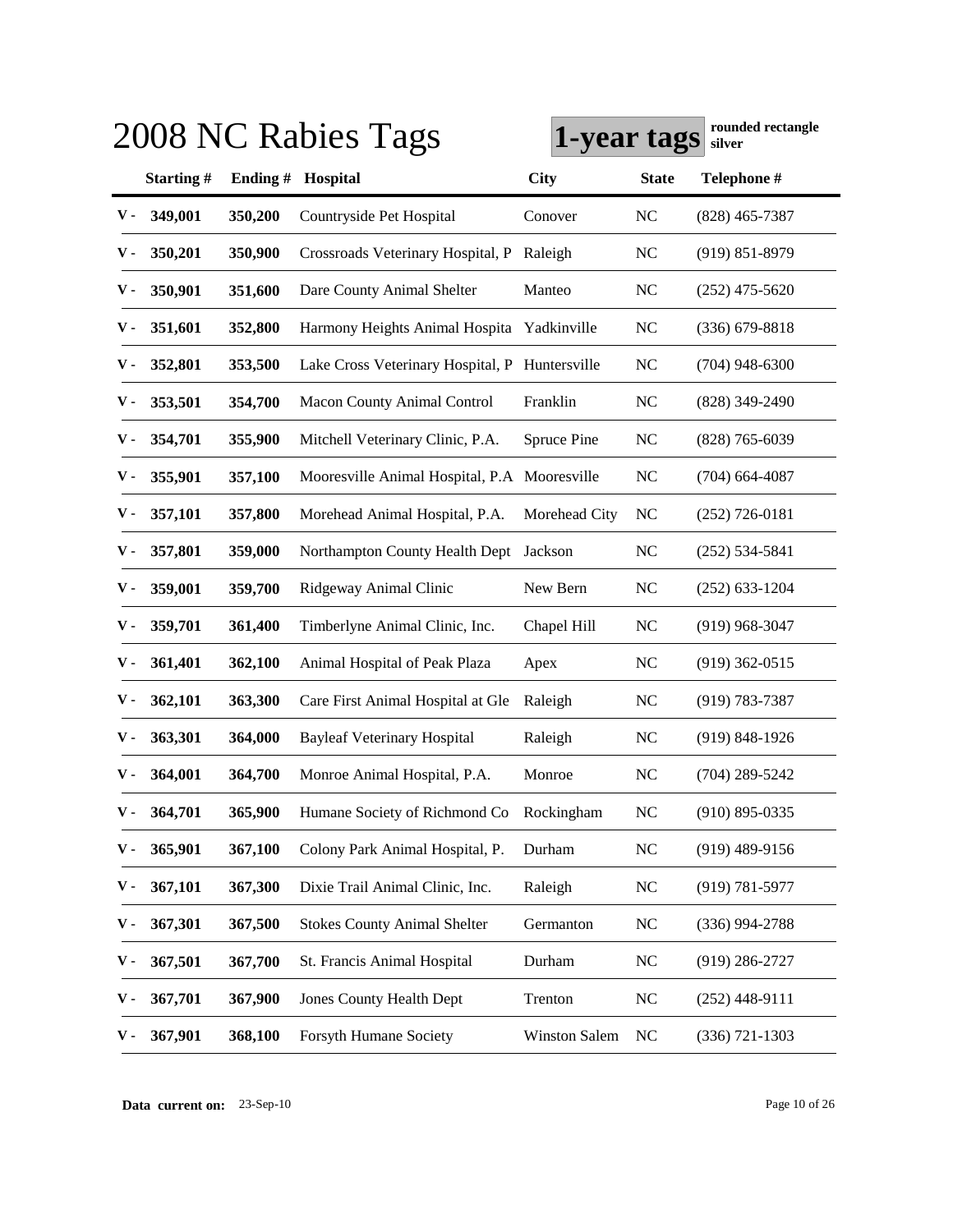# 2008 NC Rabies Tags

**1-year tags** **rounded rectangle silver**

| | Starting # | Ending # | Hospital | City | State | Telephone # |
|---|---|---|---|---|---|---|
| V - | 349,001 | 350,200 | Countryside Pet Hospital | Conover | NC | (828) 465-7387 |
| V - | 350,201 | 350,900 | Crossroads Veterinary Hospital, P | Raleigh | NC | (919) 851-8979 |
| V - | 350,901 | 351,600 | Dare County Animal Shelter | Manteo | NC | (252) 475-5620 |
| V - | 351,601 | 352,800 | Harmony Heights Animal Hospita | Yadkinville | NC | (336) 679-8818 |
| V - | 352,801 | 353,500 | Lake Cross Veterinary Hospital, P | Huntersville | NC | (704) 948-6300 |
| V - | 353,501 | 354,700 | Macon County Animal Control | Franklin | NC | (828) 349-2490 |
| V - | 354,701 | 355,900 | Mitchell Veterinary Clinic, P.A. | Spruce Pine | NC | (828) 765-6039 |
| V - | 355,901 | 357,100 | Mooresville Animal Hospital, P.A | Mooresville | NC | (704) 664-4087 |
| V - | 357,101 | 357,800 | Morehead Animal Hospital, P.A. | Morehead City | NC | (252) 726-0181 |
| V - | 357,801 | 359,000 | Northampton County Health Dept | Jackson | NC | (252) 534-5841 |
| V - | 359,001 | 359,700 | Ridgeway Animal Clinic | New Bern | NC | (252) 633-1204 |
| V - | 359,701 | 361,400 | Timberlyne Animal Clinic, Inc. | Chapel Hill | NC | (919) 968-3047 |
| V - | 361,401 | 362,100 | Animal Hospital of Peak Plaza | Apex | NC | (919) 362-0515 |
| V - | 362,101 | 363,300 | Care First Animal Hospital at Gle | Raleigh | NC | (919) 783-7387 |
| V - | 363,301 | 364,000 | Bayleaf Veterinary Hospital | Raleigh | NC | (919) 848-1926 |
| V - | 364,001 | 364,700 | Monroe Animal Hospital, P.A. | Monroe | NC | (704) 289-5242 |
| V - | 364,701 | 365,900 | Humane Society of Richmond Co | Rockingham | NC | (910) 895-0335 |
| V - | 365,901 | 367,100 | Colony Park Animal Hospital, P. | Durham | NC | (919) 489-9156 |
| V - | 367,101 | 367,300 | Dixie Trail Animal Clinic, Inc. | Raleigh | NC | (919) 781-5977 |
| V - | 367,301 | 367,500 | Stokes County Animal Shelter | Germanton | NC | (336) 994-2788 |
| V - | 367,501 | 367,700 | St. Francis Animal Hospital | Durham | NC | (919) 286-2727 |
| V - | 367,701 | 367,900 | Jones County Health Dept | Trenton | NC | (252) 448-9111 |
| V - | 367,901 | 368,100 | Forsyth Humane Society | Winston Salem | NC | (336) 721-1303 |

**Data current on:** 23-Sep-10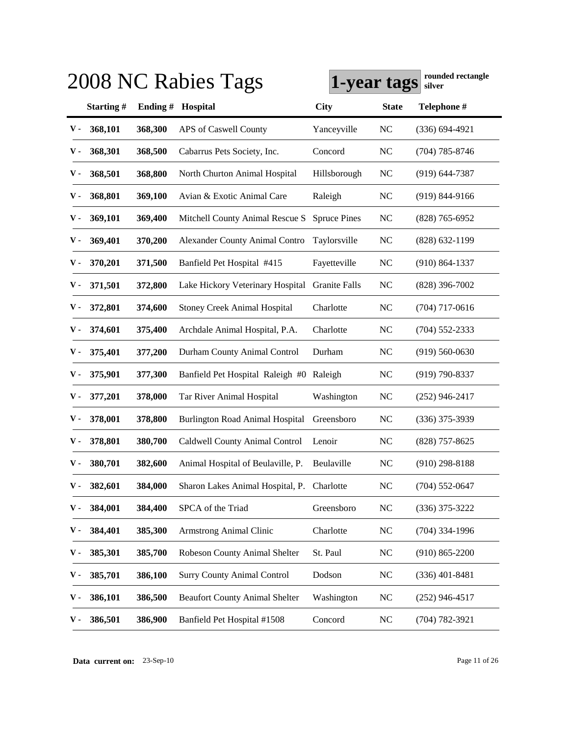# 2008 NC Rabies Tags

**1-year tags** **rounded rectangle silver**

| | Starting # | Ending # | Hospital | City | State | Telephone # |
|---|---|---|---|---|---|---|
| V - | 368,101 | 368,300 | APS of Caswell County | Yanceyville | NC | (336) 694-4921 |
| V - | 368,301 | 368,500 | Cabarrus Pets Society, Inc. | Concord | NC | (704) 785-8746 |
| V - | 368,501 | 368,800 | North Churton Animal Hospital | Hillsborough | NC | (919) 644-7387 |
| V - | 368,801 | 369,100 | Avian & Exotic Animal Care | Raleigh | NC | (919) 844-9166 |
| V - | 369,101 | 369,400 | Mitchell County Animal Rescue S | Spruce Pines | NC | (828) 765-6952 |
| V - | 369,401 | 370,200 | Alexander County Animal Contro | Taylorsville | NC | (828) 632-1199 |
| V - | 370,201 | 371,500 | Banfield Pet Hospital #415 | Fayetteville | NC | (910) 864-1337 |
| V - | 371,501 | 372,800 | Lake Hickory Veterinary Hospital | Granite Falls | NC | (828) 396-7002 |
| V - | 372,801 | 374,600 | Stoney Creek Animal Hospital | Charlotte | NC | (704) 717-0616 |
| V - | 374,601 | 375,400 | Archdale Animal Hospital, P.A. | Charlotte | NC | (704) 552-2333 |
| V - | 375,401 | 377,200 | Durham County Animal Control | Durham | NC | (919) 560-0630 |
| V - | 375,901 | 377,300 | Banfield Pet Hospital Raleigh #0 | Raleigh | NC | (919) 790-8337 |
| V - | 377,201 | 378,000 | Tar River Animal Hospital | Washington | NC | (252) 946-2417 |
| V - | 378,001 | 378,800 | Burlington Road Animal Hospital | Greensboro | NC | (336) 375-3939 |
| V - | 378,801 | 380,700 | Caldwell County Animal Control | Lenoir | NC | (828) 757-8625 |
| V - | 380,701 | 382,600 | Animal Hospital of Beulaville, P. | Beulaville | NC | (910) 298-8188 |
| V - | 382,601 | 384,000 | Sharon Lakes Animal Hospital, P. | Charlotte | NC | (704) 552-0647 |
| V - | 384,001 | 384,400 | SPCA of the Triad | Greensboro | NC | (336) 375-3222 |
| V - | 384,401 | 385,300 | Armstrong Animal Clinic | Charlotte | NC | (704) 334-1996 |
| V - | 385,301 | 385,700 | Robeson County Animal Shelter | St. Paul | NC | (910) 865-2200 |
| V - | 385,701 | 386,100 | Surry County Animal Control | Dodson | NC | (336) 401-8481 |
| V - | 386,101 | 386,500 | Beaufort County Animal Shelter | Washington | NC | (252) 946-4517 |
| V - | 386,501 | 386,900 | Banfield Pet Hospital #1508 | Concord | NC | (704) 782-3921 |

**Data current on:** 23-Sep-10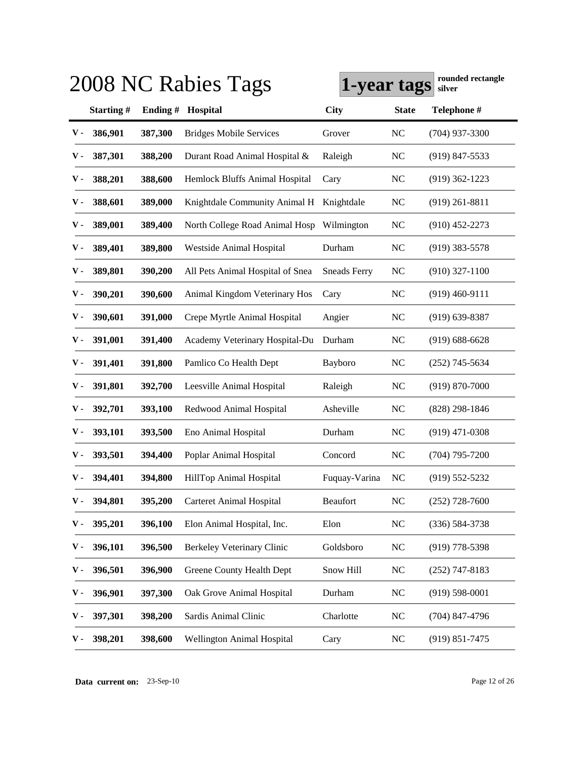# 2008 NC Rabies Tags

**1-year tags** **rounded rectangle silver**

| | Starting # | Ending # | Hospital | City | State | Telephone # |
|---|---|---|---|---|---|---|
| V - | 386,901 | 387,300 | Bridges Mobile Services | Grover | NC | (704) 937-3300 |
| V - | 387,301 | 388,200 | Durant Road Animal Hospital & | Raleigh | NC | (919) 847-5533 |
| V - | 388,201 | 388,600 | Hemlock Bluffs Animal Hospital | Cary | NC | (919) 362-1223 |
| V - | 388,601 | 389,000 | Knightdale Community Animal H | Knightdale | NC | (919) 261-8811 |
| V - | 389,001 | 389,400 | North College Road Animal Hosp | Wilmington | NC | (910) 452-2273 |
| V - | 389,401 | 389,800 | Westside Animal Hospital | Durham | NC | (919) 383-5578 |
| V - | 389,801 | 390,200 | All Pets Animal Hospital of Snea | Sneads Ferry | NC | (910) 327-1100 |
| V - | 390,201 | 390,600 | Animal Kingdom Veterinary Hos | Cary | NC | (919) 460-9111 |
| V - | 390,601 | 391,000 | Crepe Myrtle Animal Hospital | Angier | NC | (919) 639-8387 |
| V - | 391,001 | 391,400 | Academy Veterinary Hospital-Du | Durham | NC | (919) 688-6628 |
| V - | 391,401 | 391,800 | Pamlico Co Health Dept | Bayboro | NC | (252) 745-5634 |
| V - | 391,801 | 392,700 | Leesville Animal Hospital | Raleigh | NC | (919) 870-7000 |
| V - | 392,701 | 393,100 | Redwood Animal Hospital | Asheville | NC | (828) 298-1846 |
| V - | 393,101 | 393,500 | Eno Animal Hospital | Durham | NC | (919) 471-0308 |
| V - | 393,501 | 394,400 | Poplar Animal Hospital | Concord | NC | (704) 795-7200 |
| V - | 394,401 | 394,800 | HillTop Animal Hospital | Fuquay-Varina | NC | (919) 552-5232 |
| V - | 394,801 | 395,200 | Carteret Animal Hospital | Beaufort | NC | (252) 728-7600 |
| V - | 395,201 | 396,100 | Elon Animal Hospital, Inc. | Elon | NC | (336) 584-3738 |
| V - | 396,101 | 396,500 | Berkeley Veterinary Clinic | Goldsboro | NC | (919) 778-5398 |
| V - | 396,501 | 396,900 | Greene County Health Dept | Snow Hill | NC | (252) 747-8183 |
| V - | 396,901 | 397,300 | Oak Grove Animal Hospital | Durham | NC | (919) 598-0001 |
| V - | 397,301 | 398,200 | Sardis Animal Clinic | Charlotte | NC | (704) 847-4796 |
| V - | 398,201 | 398,600 | Wellington Animal Hospital | Cary | NC | (919) 851-7475 |

**Data current on:** 23-Sep-10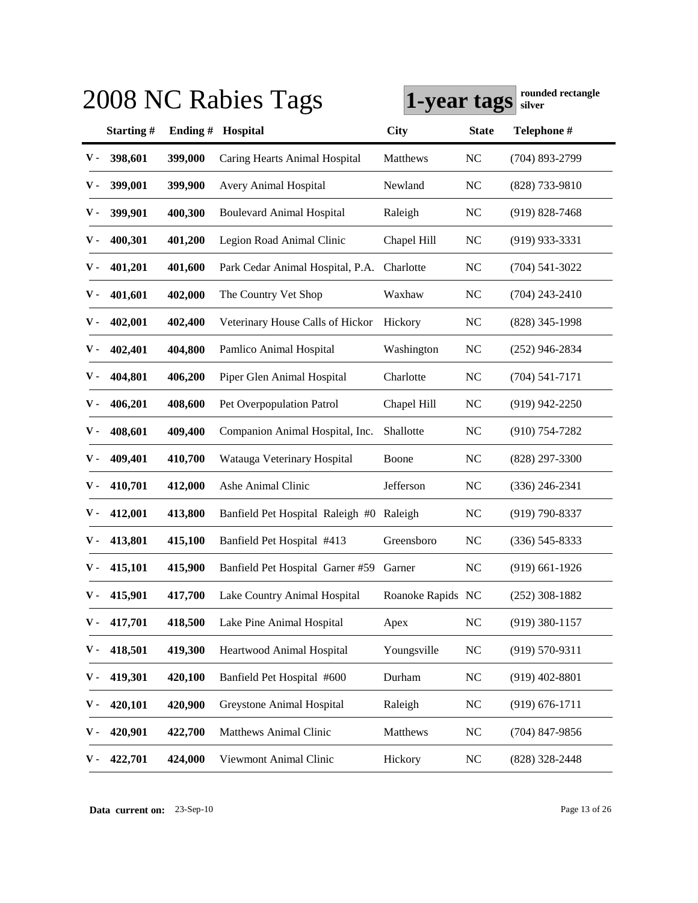# 2008 NC Rabies Tags

**1-year tags** rounded rectangle silver

| | Starting # | Ending # | Hospital | City | State | Telephone # |
|---|---|---|---|---|---|---|
| V - | 398,601 | 399,000 | Caring Hearts Animal Hospital | Matthews | NC | (704) 893-2799 |
| V - | 399,001 | 399,900 | Avery Animal Hospital | Newland | NC | (828) 733-9810 |
| V - | 399,901 | 400,300 | Boulevard Animal Hospital | Raleigh | NC | (919) 828-7468 |
| V - | 400,301 | 401,200 | Legion Road Animal Clinic | Chapel Hill | NC | (919) 933-3331 |
| V - | 401,201 | 401,600 | Park Cedar Animal Hospital, P.A. | Charlotte | NC | (704) 541-3022 |
| V - | 401,601 | 402,000 | The Country Vet Shop | Waxhaw | NC | (704) 243-2410 |
| V - | 402,001 | 402,400 | Veterinary House Calls of Hickor | Hickory | NC | (828) 345-1998 |
| V - | 402,401 | 404,800 | Pamlico Animal Hospital | Washington | NC | (252) 946-2834 |
| V - | 404,801 | 406,200 | Piper Glen Animal Hospital | Charlotte | NC | (704) 541-7171 |
| V - | 406,201 | 408,600 | Pet Overpopulation Patrol | Chapel Hill | NC | (919) 942-2250 |
| V - | 408,601 | 409,400 | Companion Animal Hospital, Inc. | Shallotte | NC | (910) 754-7282 |
| V - | 409,401 | 410,700 | Watauga Veterinary Hospital | Boone | NC | (828) 297-3300 |
| V - | 410,701 | 412,000 | Ashe Animal Clinic | Jefferson | NC | (336) 246-2341 |
| V - | 412,001 | 413,800 | Banfield Pet Hospital Raleigh #0 | Raleigh | NC | (919) 790-8337 |
| V - | 413,801 | 415,100 | Banfield Pet Hospital #413 | Greensboro | NC | (336) 545-8333 |
| V - | 415,101 | 415,900 | Banfield Pet Hospital Garner #59 | Garner | NC | (919) 661-1926 |
| V - | 415,901 | 417,700 | Lake Country Animal Hospital | Roanoke Rapids | NC | (252) 308-1882 |
| V - | 417,701 | 418,500 | Lake Pine Animal Hospital | Apex | NC | (919) 380-1157 |
| V - | 418,501 | 419,300 | Heartwood Animal Hospital | Youngsville | NC | (919) 570-9311 |
| V - | 419,301 | 420,100 | Banfield Pet Hospital #600 | Durham | NC | (919) 402-8801 |
| V - | 420,101 | 420,900 | Greystone Animal Hospital | Raleigh | NC | (919) 676-1711 |
| V - | 420,901 | 422,700 | Matthews Animal Clinic | Matthews | NC | (704) 847-9856 |
| V - | 422,701 | 424,000 | Viewmont Animal Clinic | Hickory | NC | (828) 328-2448 |

**Data current on:** 23-Sep-10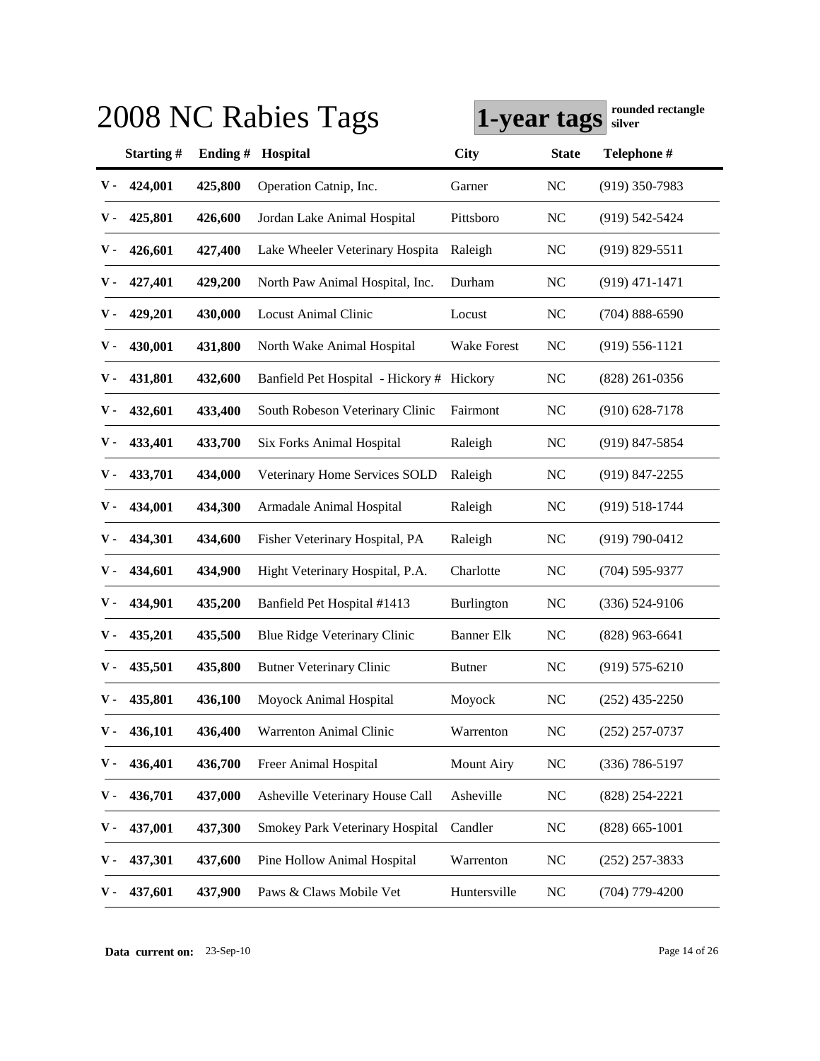# 2008 NC Rabies Tags

**1-year tags** **rounded rectangle silver**

| | Starting # | Ending # | Hospital | City | State | Telephone # |
|---|---|---|---|---|---|---|
| V - | 424,001 | 425,800 | Operation Catnip, Inc. | Garner | NC | (919) 350-7983 |
| V - | 425,801 | 426,600 | Jordan Lake Animal Hospital | Pittsboro | NC | (919) 542-5424 |
| V - | 426,601 | 427,400 | Lake Wheeler Veterinary Hospita | Raleigh | NC | (919) 829-5511 |
| V - | 427,401 | 429,200 | North Paw Animal Hospital, Inc. | Durham | NC | (919) 471-1471 |
| V - | 429,201 | 430,000 | Locust Animal Clinic | Locust | NC | (704) 888-6590 |
| V - | 430,001 | 431,800 | North Wake Animal Hospital | Wake Forest | NC | (919) 556-1121 |
| V - | 431,801 | 432,600 | Banfield Pet Hospital - Hickory # | Hickory | NC | (828) 261-0356 |
| V - | 432,601 | 433,400 | South Robeson Veterinary Clinic | Fairmont | NC | (910) 628-7178 |
| V - | 433,401 | 433,700 | Six Forks Animal Hospital | Raleigh | NC | (919) 847-5854 |
| V - | 433,701 | 434,000 | Veterinary Home Services SOLD | Raleigh | NC | (919) 847-2255 |
| V - | 434,001 | 434,300 | Armadale Animal Hospital | Raleigh | NC | (919) 518-1744 |
| V - | 434,301 | 434,600 | Fisher Veterinary Hospital, PA | Raleigh | NC | (919) 790-0412 |
| V - | 434,601 | 434,900 | Hight Veterinary Hospital, P.A. | Charlotte | NC | (704) 595-9377 |
| V - | 434,901 | 435,200 | Banfield Pet Hospital #1413 | Burlington | NC | (336) 524-9106 |
| V - | 435,201 | 435,500 | Blue Ridge Veterinary Clinic | Banner Elk | NC | (828) 963-6641 |
| V - | 435,501 | 435,800 | Butner Veterinary Clinic | Butner | NC | (919) 575-6210 |
| V - | 435,801 | 436,100 | Moyock Animal Hospital | Moyock | NC | (252) 435-2250 |
| V - | 436,101 | 436,400 | Warrenton Animal Clinic | Warrenton | NC | (252) 257-0737 |
| V - | 436,401 | 436,700 | Freer Animal Hospital | Mount Airy | NC | (336) 786-5197 |
| V - | 436,701 | 437,000 | Asheville Veterinary House Call | Asheville | NC | (828) 254-2221 |
| V - | 437,001 | 437,300 | Smokey Park Veterinary Hospital | Candler | NC | (828) 665-1001 |
| V - | 437,301 | 437,600 | Pine Hollow Animal Hospital | Warrenton | NC | (252) 257-3833 |
| V - | 437,601 | 437,900 | Paws & Claws Mobile Vet | Huntersville | NC | (704) 779-4200 |

**Data current on:** 23-Sep-10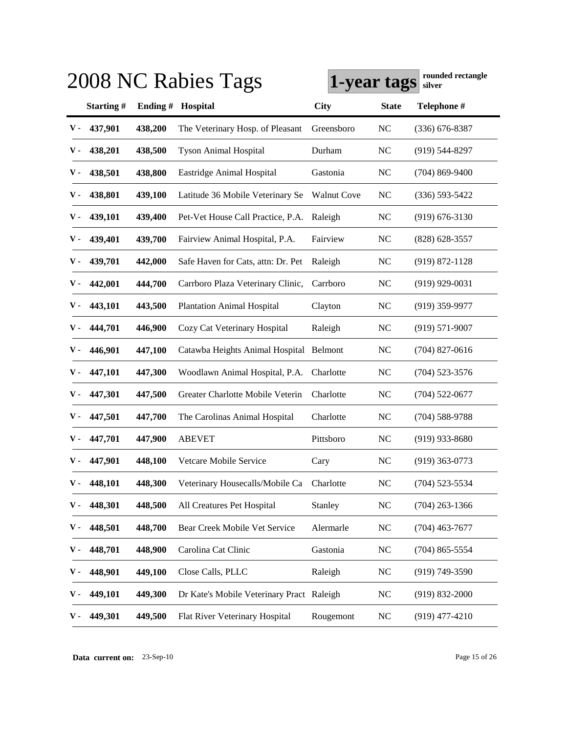# 2008 NC Rabies Tags

**1-year tags** **rounded rectangle silver**

| | Starting # | Ending # | Hospital | City | State | Telephone # |
|---|---|---|---|---|---|---|
| V - | 437,901 | 438,200 | The Veterinary Hosp. of Pleasant | Greensboro | NC | (336) 676-8387 |
| V - | 438,201 | 438,500 | Tyson Animal Hospital | Durham | NC | (919) 544-8297 |
| V - | 438,501 | 438,800 | Eastridge Animal Hospital | Gastonia | NC | (704) 869-9400 |
| V - | 438,801 | 439,100 | Latitude 36 Mobile Veterinary Se | Walnut Cove | NC | (336) 593-5422 |
| V - | 439,101 | 439,400 | Pet-Vet House Call Practice, P.A. | Raleigh | NC | (919) 676-3130 |
| V - | 439,401 | 439,700 | Fairview Animal Hospital, P.A. | Fairview | NC | (828) 628-3557 |
| V - | 439,701 | 442,000 | Safe Haven for Cats, attn: Dr. Pet | Raleigh | NC | (919) 872-1128 |
| V - | 442,001 | 444,700 | Carrboro Plaza Veterinary Clinic, | Carrboro | NC | (919) 929-0031 |
| V - | 443,101 | 443,500 | Plantation Animal Hospital | Clayton | NC | (919) 359-9977 |
| V - | 444,701 | 446,900 | Cozy Cat Veterinary Hospital | Raleigh | NC | (919) 571-9007 |
| V - | 446,901 | 447,100 | Catawba Heights Animal Hospital | Belmont | NC | (704) 827-0616 |
| V - | 447,101 | 447,300 | Woodlawn Animal Hospital, P.A. | Charlotte | NC | (704) 523-3576 |
| V - | 447,301 | 447,500 | Greater Charlotte Mobile Veterin | Charlotte | NC | (704) 522-0677 |
| V - | 447,501 | 447,700 | The Carolinas Animal Hospital | Charlotte | NC | (704) 588-9788 |
| V - | 447,701 | 447,900 | ABEVET | Pittsboro | NC | (919) 933-8680 |
| V - | 447,901 | 448,100 | Vetcare Mobile Service | Cary | NC | (919) 363-0773 |
| V - | 448,101 | 448,300 | Veterinary Housecalls/Mobile Ca | Charlotte | NC | (704) 523-5534 |
| V - | 448,301 | 448,500 | All Creatures Pet Hospital | Stanley | NC | (704) 263-1366 |
| V - | 448,501 | 448,700 | Bear Creek Mobile Vet Service | Alermarle | NC | (704) 463-7677 |
| V - | 448,701 | 448,900 | Carolina Cat Clinic | Gastonia | NC | (704) 865-5554 |
| V - | 448,901 | 449,100 | Close Calls, PLLC | Raleigh | NC | (919) 749-3590 |
| V - | 449,101 | 449,300 | Dr Kate's Mobile Veterinary Pract | Raleigh | NC | (919) 832-2000 |
| V - | 449,301 | 449,500 | Flat River Veterinary Hospital | Rougemont | NC | (919) 477-4210 |

**Data current on:** 23-Sep-10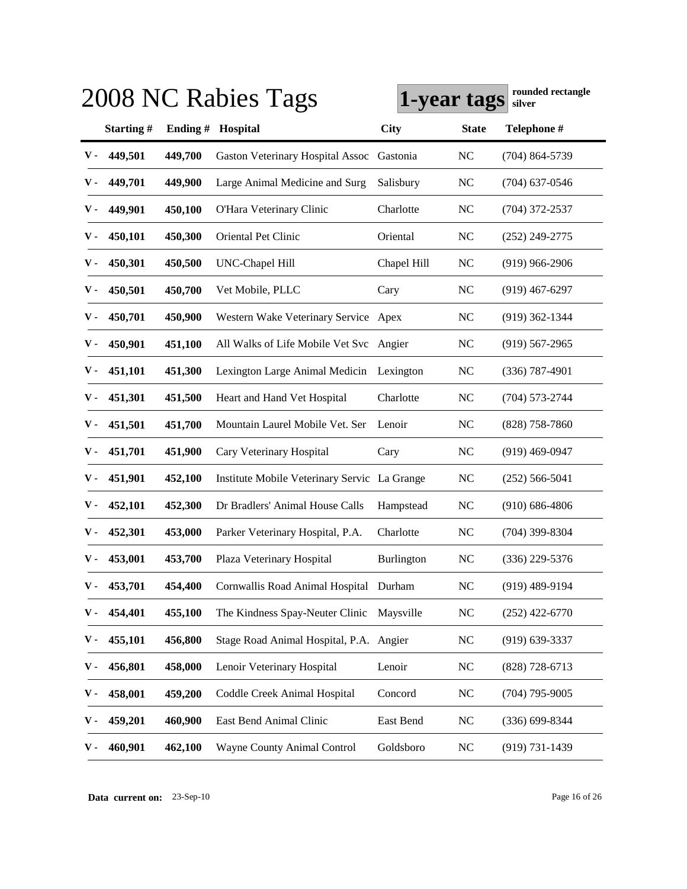# 2008 NC Rabies Tags

**1-year tags** **rounded rectangle silver**

| | Starting # | Ending # | Hospital | City | State | Telephone # |
|---|---|---|---|---|---|---|
| V - | 449,501 | 449,700 | Gaston Veterinary Hospital Assoc | Gastonia | NC | (704) 864-5739 |
| V - | 449,701 | 449,900 | Large Animal Medicine and Surg | Salisbury | NC | (704) 637-0546 |
| V - | 449,901 | 450,100 | O'Hara Veterinary Clinic | Charlotte | NC | (704) 372-2537 |
| V - | 450,101 | 450,300 | Oriental Pet Clinic | Oriental | NC | (252) 249-2775 |
| V - | 450,301 | 450,500 | UNC-Chapel Hill | Chapel Hill | NC | (919) 966-2906 |
| V - | 450,501 | 450,700 | Vet Mobile, PLLC | Cary | NC | (919) 467-6297 |
| V - | 450,701 | 450,900 | Western Wake Veterinary Service | Apex | NC | (919) 362-1344 |
| V - | 450,901 | 451,100 | All Walks of Life Mobile Vet Svc | Angier | NC | (919) 567-2965 |
| V - | 451,101 | 451,300 | Lexington Large Animal Medicin | Lexington | NC | (336) 787-4901 |
| V - | 451,301 | 451,500 | Heart and Hand Vet Hospital | Charlotte | NC | (704) 573-2744 |
| V - | 451,501 | 451,700 | Mountain Laurel Mobile Vet. Ser | Lenoir | NC | (828) 758-7860 |
| V - | 451,701 | 451,900 | Cary Veterinary Hospital | Cary | NC | (919) 469-0947 |
| V - | 451,901 | 452,100 | Institute Mobile Veterinary Servic | La Grange | NC | (252) 566-5041 |
| V - | 452,101 | 452,300 | Dr Bradlers' Animal House Calls | Hampstead | NC | (910) 686-4806 |
| V - | 452,301 | 453,000 | Parker Veterinary Hospital, P.A. | Charlotte | NC | (704) 399-8304 |
| V - | 453,001 | 453,700 | Plaza Veterinary Hospital | Burlington | NC | (336) 229-5376 |
| V - | 453,701 | 454,400 | Cornwallis Road Animal Hospital | Durham | NC | (919) 489-9194 |
| V - | 454,401 | 455,100 | The Kindness Spay-Neuter Clinic | Maysville | NC | (252) 422-6770 |
| V - | 455,101 | 456,800 | Stage Road Animal Hospital, P.A. | Angier | NC | (919) 639-3337 |
| V - | 456,801 | 458,000 | Lenoir Veterinary Hospital | Lenoir | NC | (828) 728-6713 |
| V - | 458,001 | 459,200 | Coddle Creek Animal Hospital | Concord | NC | (704) 795-9005 |
| V - | 459,201 | 460,900 | East Bend Animal Clinic | East Bend | NC | (336) 699-8344 |
| V - | 460,901 | 462,100 | Wayne County Animal Control | Goldsboro | NC | (919) 731-1439 |

**Data current on:** 23-Sep-10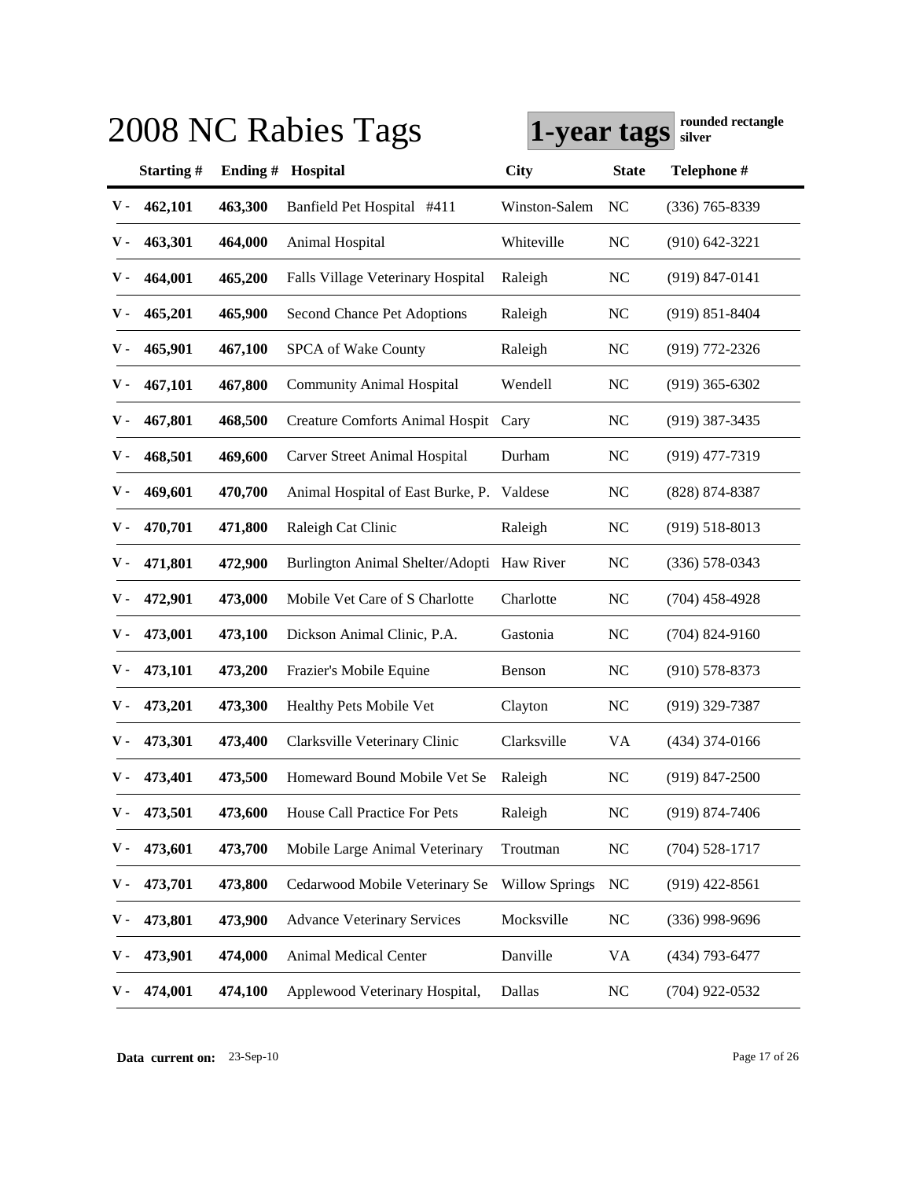# 2008 NC Rabies Tags

**1-year tags** **rounded rectangle silver**

| | Starting # | Ending # | Hospital | City | State | Telephone # |
|---|---|---|---|---|---|---|
| V - | 462,101 | 463,300 | Banfield Pet Hospital #411 | Winston-Salem | NC | (336) 765-8339 |
| V - | 463,301 | 464,000 | Animal Hospital | Whiteville | NC | (910) 642-3221 |
| V - | 464,001 | 465,200 | Falls Village Veterinary Hospital | Raleigh | NC | (919) 847-0141 |
| V - | 465,201 | 465,900 | Second Chance Pet Adoptions | Raleigh | NC | (919) 851-8404 |
| V - | 465,901 | 467,100 | SPCA of Wake County | Raleigh | NC | (919) 772-2326 |
| V - | 467,101 | 467,800 | Community Animal Hospital | Wendell | NC | (919) 365-6302 |
| V - | 467,801 | 468,500 | Creature Comforts Animal Hospit | Cary | NC | (919) 387-3435 |
| V - | 468,501 | 469,600 | Carver Street Animal Hospital | Durham | NC | (919) 477-7319 |
| V - | 469,601 | 470,700 | Animal Hospital of East Burke, P. | Valdese | NC | (828) 874-8387 |
| V - | 470,701 | 471,800 | Raleigh Cat Clinic | Raleigh | NC | (919) 518-8013 |
| V - | 471,801 | 472,900 | Burlington Animal Shelter/Adopti | Haw River | NC | (336) 578-0343 |
| V - | 472,901 | 473,000 | Mobile Vet Care of S Charlotte | Charlotte | NC | (704) 458-4928 |
| V - | 473,001 | 473,100 | Dickson Animal Clinic, P.A. | Gastonia | NC | (704) 824-9160 |
| V - | 473,101 | 473,200 | Frazier's Mobile Equine | Benson | NC | (910) 578-8373 |
| V - | 473,201 | 473,300 | Healthy Pets Mobile Vet | Clayton | NC | (919) 329-7387 |
| V - | 473,301 | 473,400 | Clarksville Veterinary Clinic | Clarksville | VA | (434) 374-0166 |
| V - | 473,401 | 473,500 | Homeward Bound Mobile Vet Se | Raleigh | NC | (919) 847-2500 |
| V - | 473,501 | 473,600 | House Call Practice For Pets | Raleigh | NC | (919) 874-7406 |
| V - | 473,601 | 473,700 | Mobile Large Animal Veterinary | Troutman | NC | (704) 528-1717 |
| V - | 473,701 | 473,800 | Cedarwood Mobile Veterinary Se | Willow Springs | NC | (919) 422-8561 |
| V - | 473,801 | 473,900 | Advance Veterinary Services | Mocksville | NC | (336) 998-9696 |
| V - | 473,901 | 474,000 | Animal Medical Center | Danville | VA | (434) 793-6477 |
| V - | 474,001 | 474,100 | Applewood Veterinary Hospital, | Dallas | NC | (704) 922-0532 |

**Data current on:** 23-Sep-10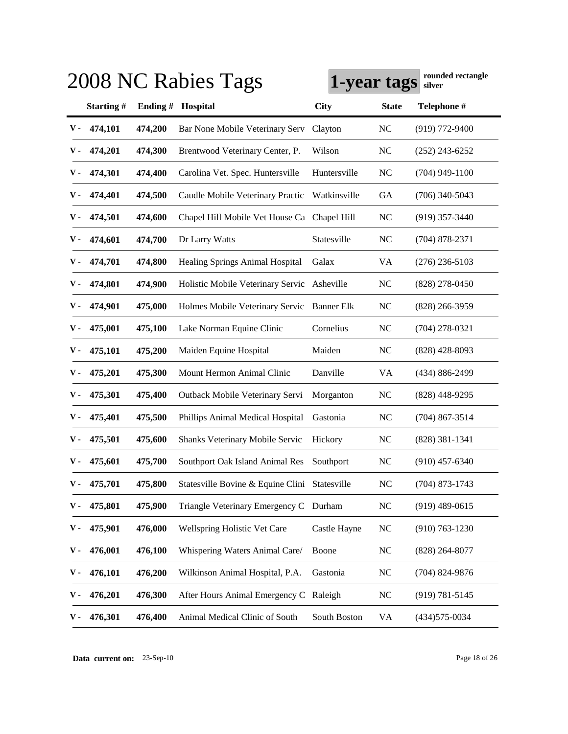# 2008 NC Rabies Tags

**1-year tags** **rounded rectangle silver**

| | Starting # | Ending # | Hospital | City | State | Telephone # |
|---|---|---|---|---|---|---|
| V - | 474,101 | 474,200 | Bar None Mobile Veterinary Serv | Clayton | NC | (919) 772-9400 |
| V - | 474,201 | 474,300 | Brentwood Veterinary Center, P. | Wilson | NC | (252) 243-6252 |
| V - | 474,301 | 474,400 | Carolina Vet. Spec. Huntersville | Huntersville | NC | (704) 949-1100 |
| V - | 474,401 | 474,500 | Caudle Mobile Veterinary Practic | Watkinsville | GA | (706) 340-5043 |
| V - | 474,501 | 474,600 | Chapel Hill Mobile Vet House Ca | Chapel Hill | NC | (919) 357-3440 |
| V - | 474,601 | 474,700 | Dr Larry Watts | Statesville | NC | (704) 878-2371 |
| V - | 474,701 | 474,800 | Healing Springs Animal Hospital | Galax | VA | (276) 236-5103 |
| V - | 474,801 | 474,900 | Holistic Mobile Veterinary Servic | Asheville | NC | (828) 278-0450 |
| V - | 474,901 | 475,000 | Holmes Mobile Veterinary Servic | Banner Elk | NC | (828) 266-3959 |
| V - | 475,001 | 475,100 | Lake Norman Equine Clinic | Cornelius | NC | (704) 278-0321 |
| V - | 475,101 | 475,200 | Maiden Equine Hospital | Maiden | NC | (828) 428-8093 |
| V - | 475,201 | 475,300 | Mount Hermon Animal Clinic | Danville | VA | (434) 886-2499 |
| V - | 475,301 | 475,400 | Outback Mobile Veterinary Servi | Morganton | NC | (828) 448-9295 |
| V - | 475,401 | 475,500 | Phillips Animal Medical Hospital | Gastonia | NC | (704) 867-3514 |
| V - | 475,501 | 475,600 | Shanks Veterinary Mobile Servic | Hickory | NC | (828) 381-1341 |
| V - | 475,601 | 475,700 | Southport Oak Island Animal Res | Southport | NC | (910) 457-6340 |
| V - | 475,701 | 475,800 | Statesville Bovine & Equine Clini | Statesville | NC | (704) 873-1743 |
| V - | 475,801 | 475,900 | Triangle Veterinary Emergency C | Durham | NC | (919) 489-0615 |
| V - | 475,901 | 476,000 | Wellspring Holistic Vet Care | Castle Hayne | NC | (910) 763-1230 |
| V - | 476,001 | 476,100 | Whispering Waters Animal Care/ | Boone | NC | (828) 264-8077 |
| V - | 476,101 | 476,200 | Wilkinson Animal Hospital, P.A. | Gastonia | NC | (704) 824-9876 |
| V - | 476,201 | 476,300 | After Hours Animal Emergency C | Raleigh | NC | (919) 781-5145 |
| V - | 476,301 | 476,400 | Animal Medical Clinic of South | South Boston | VA | (434)575-0034 |

**Data current on:** 23-Sep-10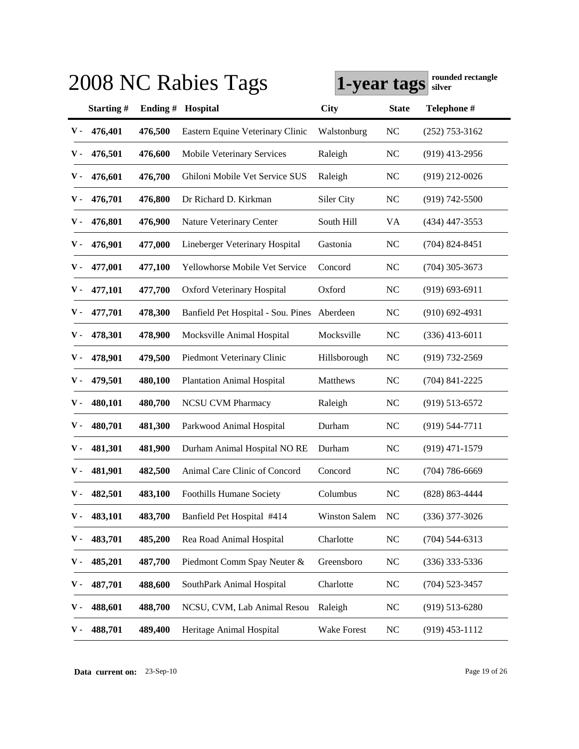# 2008 NC Rabies Tags

**1-year tags** rounded rectangle silver

| | Starting # | Ending # | Hospital | City | State | Telephone # |
|---|---|---|---|---|---|---|
| V - | 476,401 | 476,500 | Eastern Equine Veterinary Clinic | Walstonburg | NC | (252) 753-3162 |
| V - | 476,501 | 476,600 | Mobile Veterinary Services | Raleigh | NC | (919) 413-2956 |
| V - | 476,601 | 476,700 | Ghiloni Mobile Vet Service SUS | Raleigh | NC | (919) 212-0026 |
| V - | 476,701 | 476,800 | Dr Richard D. Kirkman | Siler City | NC | (919) 742-5500 |
| V - | 476,801 | 476,900 | Nature Veterinary Center | South Hill | VA | (434) 447-3553 |
| V - | 476,901 | 477,000 | Lineberger Veterinary Hospital | Gastonia | NC | (704) 824-8451 |
| V - | 477,001 | 477,100 | Yellowhorse Mobile Vet Service | Concord | NC | (704) 305-3673 |
| V - | 477,101 | 477,700 | Oxford Veterinary Hospital | Oxford | NC | (919) 693-6911 |
| V - | 477,701 | 478,300 | Banfield Pet Hospital - Sou. Pines | Aberdeen | NC | (910) 692-4931 |
| V - | 478,301 | 478,900 | Mocksville Animal Hospital | Mocksville | NC | (336) 413-6011 |
| V - | 478,901 | 479,500 | Piedmont Veterinary Clinic | Hillsborough | NC | (919) 732-2569 |
| V - | 479,501 | 480,100 | Plantation Animal Hospital | Matthews | NC | (704) 841-2225 |
| V - | 480,101 | 480,700 | NCSU CVM Pharmacy | Raleigh | NC | (919) 513-6572 |
| V - | 480,701 | 481,300 | Parkwood Animal Hospital | Durham | NC | (919) 544-7711 |
| V - | 481,301 | 481,900 | Durham Animal Hospital NO RE | Durham | NC | (919) 471-1579 |
| V - | 481,901 | 482,500 | Animal Care Clinic of Concord | Concord | NC | (704) 786-6669 |
| V - | 482,501 | 483,100 | Foothills Humane Society | Columbus | NC | (828) 863-4444 |
| V - | 483,101 | 483,700 | Banfield Pet Hospital #414 | Winston Salem | NC | (336) 377-3026 |
| V - | 483,701 | 485,200 | Rea Road Animal Hospital | Charlotte | NC | (704) 544-6313 |
| V - | 485,201 | 487,700 | Piedmont Comm Spay Neuter & | Greensboro | NC | (336) 333-5336 |
| V - | 487,701 | 488,600 | SouthPark Animal Hospital | Charlotte | NC | (704) 523-3457 |
| V - | 488,601 | 488,700 | NCSU, CVM, Lab Animal Resou | Raleigh | NC | (919) 513-6280 |
| V - | 488,701 | 489,400 | Heritage Animal Hospital | Wake Forest | NC | (919) 453-1112 |

**Data current on:** 23-Sep-10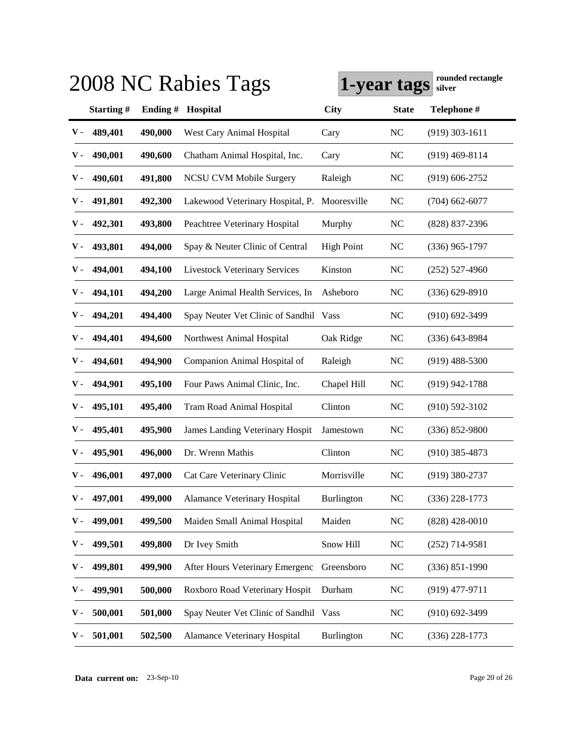# 2008 NC Rabies Tags

**1-year tags** **rounded rectangle silver**

| | Starting # | Ending # | Hospital | City | State | Telephone # |
|---|---|---|---|---|---|---|
| V - | 489,401 | 490,000 | West Cary Animal Hospital | Cary | NC | (919) 303-1611 |
| V - | 490,001 | 490,600 | Chatham Animal Hospital, Inc. | Cary | NC | (919) 469-8114 |
| V - | 490,601 | 491,800 | NCSU CVM Mobile Surgery | Raleigh | NC | (919) 606-2752 |
| V - | 491,801 | 492,300 | Lakewood Veterinary Hospital, P. | Mooresville | NC | (704) 662-6077 |
| V - | 492,301 | 493,800 | Peachtree Veterinary Hospital | Murphy | NC | (828) 837-2396 |
| V - | 493,801 | 494,000 | Spay & Neuter Clinic of Central | High Point | NC | (336) 965-1797 |
| V - | 494,001 | 494,100 | Livestock Veterinary Services | Kinston | NC | (252) 527-4960 |
| V - | 494,101 | 494,200 | Large Animal Health Services, In | Asheboro | NC | (336) 629-8910 |
| V - | 494,201 | 494,400 | Spay Neuter Vet Clinic of Sandhil | Vass | NC | (910) 692-3499 |
| V - | 494,401 | 494,600 | Northwest Animal Hospital | Oak Ridge | NC | (336) 643-8984 |
| V - | 494,601 | 494,900 | Companion Animal Hospital of | Raleigh | NC | (919) 488-5300 |
| V - | 494,901 | 495,100 | Four Paws Animal Clinic, Inc. | Chapel Hill | NC | (919) 942-1788 |
| V - | 495,101 | 495,400 | Tram Road Animal Hospital | Clinton | NC | (910) 592-3102 |
| V - | 495,401 | 495,900 | James Landing Veterinary Hospit | Jamestown | NC | (336) 852-9800 |
| V - | 495,901 | 496,000 | Dr. Wrenn Mathis | Clinton | NC | (910) 385-4873 |
| V - | 496,001 | 497,000 | Cat Care Veterinary Clinic | Morrisville | NC | (919) 380-2737 |
| V - | 497,001 | 499,000 | Alamance Veterinary Hospital | Burlington | NC | (336) 228-1773 |
| V - | 499,001 | 499,500 | Maiden Small Animal Hospital | Maiden | NC | (828) 428-0010 |
| V - | 499,501 | 499,800 | Dr Ivey Smith | Snow Hill | NC | (252) 714-9581 |
| V - | 499,801 | 499,900 | After Hours Veterinary Emergenc | Greensboro | NC | (336) 851-1990 |
| V - | 499,901 | 500,000 | Roxboro Road Veterinary Hospit | Durham | NC | (919) 477-9711 |
| V - | 500,001 | 501,000 | Spay Neuter Vet Clinic of Sandhil | Vass | NC | (910) 692-3499 |
| V - | 501,001 | 502,500 | Alamance Veterinary Hospital | Burlington | NC | (336) 228-1773 |

**Data current on:** 23-Sep-10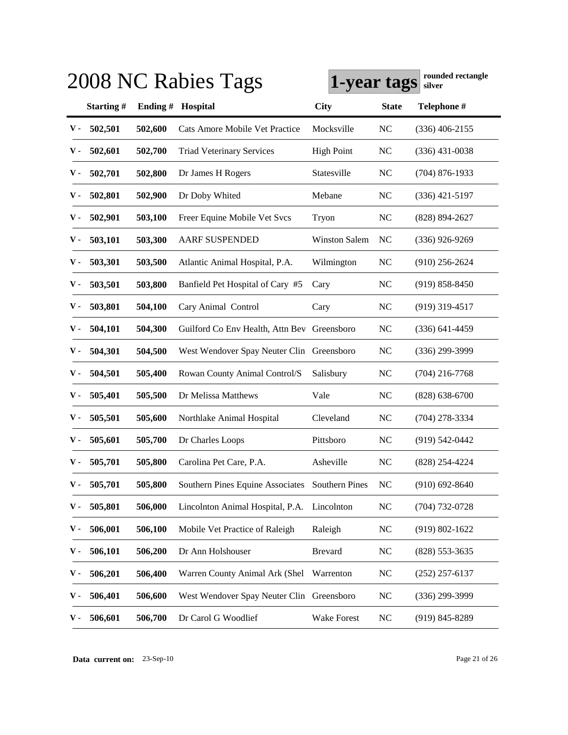# 2008 NC Rabies Tags

**1-year tags** **rounded rectangle silver**

| | Starting # | Ending # | Hospital | City | State | Telephone # |
|---|---|---|---|---|---|---|
| V - | 502,501 | 502,600 | Cats Amore Mobile Vet Practice | Mocksville | NC | (336) 406-2155 |
| V - | 502,601 | 502,700 | Triad Veterinary Services | High Point | NC | (336) 431-0038 |
| V - | 502,701 | 502,800 | Dr James H Rogers | Statesville | NC | (704) 876-1933 |
| V - | 502,801 | 502,900 | Dr Doby Whited | Mebane | NC | (336) 421-5197 |
| V - | 502,901 | 503,100 | Freer Equine Mobile Vet Svcs | Tryon | NC | (828) 894-2627 |
| V - | 503,101 | 503,300 | AARF SUSPENDED | Winston Salem | NC | (336) 926-9269 |
| V - | 503,301 | 503,500 | Atlantic Animal Hospital, P.A. | Wilmington | NC | (910) 256-2624 |
| V - | 503,501 | 503,800 | Banfield Pet Hospital of Cary #5 | Cary | NC | (919) 858-8450 |
| V - | 503,801 | 504,100 | Cary Animal Control | Cary | NC | (919) 319-4517 |
| V - | 504,101 | 504,300 | Guilford Co Env Health, Attn Bev | Greensboro | NC | (336) 641-4459 |
| V - | 504,301 | 504,500 | West Wendover Spay Neuter Clin | Greensboro | NC | (336) 299-3999 |
| V - | 504,501 | 505,400 | Rowan County Animal Control/S | Salisbury | NC | (704) 216-7768 |
| V - | 505,401 | 505,500 | Dr Melissa Matthews | Vale | NC | (828) 638-6700 |
| V - | 505,501 | 505,600 | Northlake Animal Hospital | Cleveland | NC | (704) 278-3334 |
| V - | 505,601 | 505,700 | Dr Charles Loops | Pittsboro | NC | (919) 542-0442 |
| V - | 505,701 | 505,800 | Carolina Pet Care, P.A. | Asheville | NC | (828) 254-4224 |
| V - | 505,701 | 505,800 | Southern Pines Equine Associates | Southern Pines | NC | (910) 692-8640 |
| V - | 505,801 | 506,000 | Lincolnton Animal Hospital, P.A. | Lincolnton | NC | (704) 732-0728 |
| V - | 506,001 | 506,100 | Mobile Vet Practice of Raleigh | Raleigh | NC | (919) 802-1622 |
| V - | 506,101 | 506,200 | Dr Ann Holshouser | Brevard | NC | (828) 553-3635 |
| V - | 506,201 | 506,400 | Warren County Animal Ark (Shel | Warrenton | NC | (252) 257-6137 |
| V - | 506,401 | 506,600 | West Wendover Spay Neuter Clin | Greensboro | NC | (336) 299-3999 |
| V - | 506,601 | 506,700 | Dr Carol G Woodlief | Wake Forest | NC | (919) 845-8289 |

**Data current on:** 23-Sep-10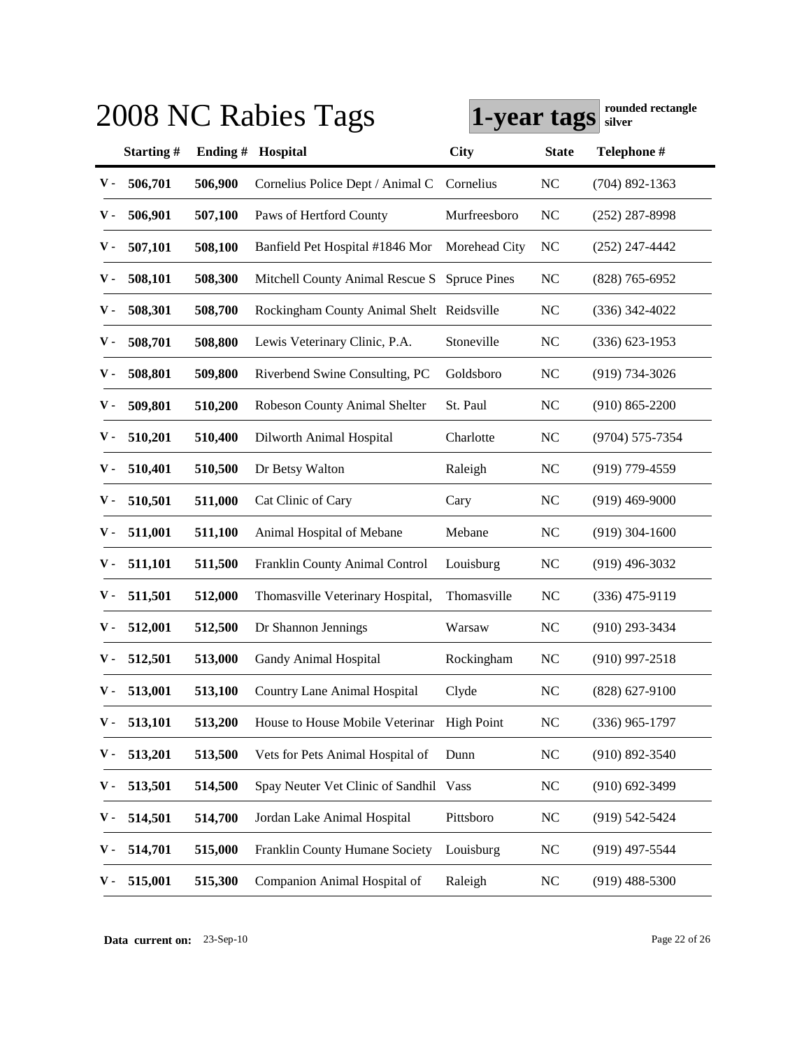# 2008 NC Rabies Tags

**1-year tags** **rounded rectangle silver**

| | Starting # | Ending # | Hospital | City | State | Telephone # |
|---|---|---|---|---|---|---|
| V - | 506,701 | 506,900 | Cornelius Police Dept / Animal C | Cornelius | NC | (704) 892-1363 |
| V - | 506,901 | 507,100 | Paws of Hertford County | Murfreesboro | NC | (252) 287-8998 |
| V - | 507,101 | 508,100 | Banfield Pet Hospital #1846 Mor | Morehead City | NC | (252) 247-4442 |
| V - | 508,101 | 508,300 | Mitchell County Animal Rescue S | Spruce Pines | NC | (828) 765-6952 |
| V - | 508,301 | 508,700 | Rockingham County Animal Shelt | Reidsville | NC | (336) 342-4022 |
| V - | 508,701 | 508,800 | Lewis Veterinary Clinic, P.A. | Stoneville | NC | (336) 623-1953 |
| V - | 508,801 | 509,800 | Riverbend Swine Consulting, PC | Goldsboro | NC | (919) 734-3026 |
| V - | 509,801 | 510,200 | Robeson County Animal Shelter | St. Paul | NC | (910) 865-2200 |
| V - | 510,201 | 510,400 | Dilworth Animal Hospital | Charlotte | NC | (9704) 575-7354 |
| V - | 510,401 | 510,500 | Dr Betsy Walton | Raleigh | NC | (919) 779-4559 |
| V - | 510,501 | 511,000 | Cat Clinic of Cary | Cary | NC | (919) 469-9000 |
| V - | 511,001 | 511,100 | Animal Hospital of Mebane | Mebane | NC | (919) 304-1600 |
| V - | 511,101 | 511,500 | Franklin County Animal Control | Louisburg | NC | (919) 496-3032 |
| V - | 511,501 | 512,000 | Thomasville Veterinary Hospital, | Thomasville | NC | (336) 475-9119 |
| V - | 512,001 | 512,500 | Dr Shannon Jennings | Warsaw | NC | (910) 293-3434 |
| V - | 512,501 | 513,000 | Gandy Animal Hospital | Rockingham | NC | (910) 997-2518 |
| V - | 513,001 | 513,100 | Country Lane Animal Hospital | Clyde | NC | (828) 627-9100 |
| V - | 513,101 | 513,200 | House to House Mobile Veterinar | High Point | NC | (336) 965-1797 |
| V - | 513,201 | 513,500 | Vets for Pets Animal Hospital of | Dunn | NC | (910) 892-3540 |
| V - | 513,501 | 514,500 | Spay Neuter Vet Clinic of Sandhil | Vass | NC | (910) 692-3499 |
| V - | 514,501 | 514,700 | Jordan Lake Animal Hospital | Pittsboro | NC | (919) 542-5424 |
| V - | 514,701 | 515,000 | Franklin County Humane Society | Louisburg | NC | (919) 497-5544 |
| V - | 515,001 | 515,300 | Companion Animal Hospital of | Raleigh | NC | (919) 488-5300 |

**Data current on:** 23-Sep-10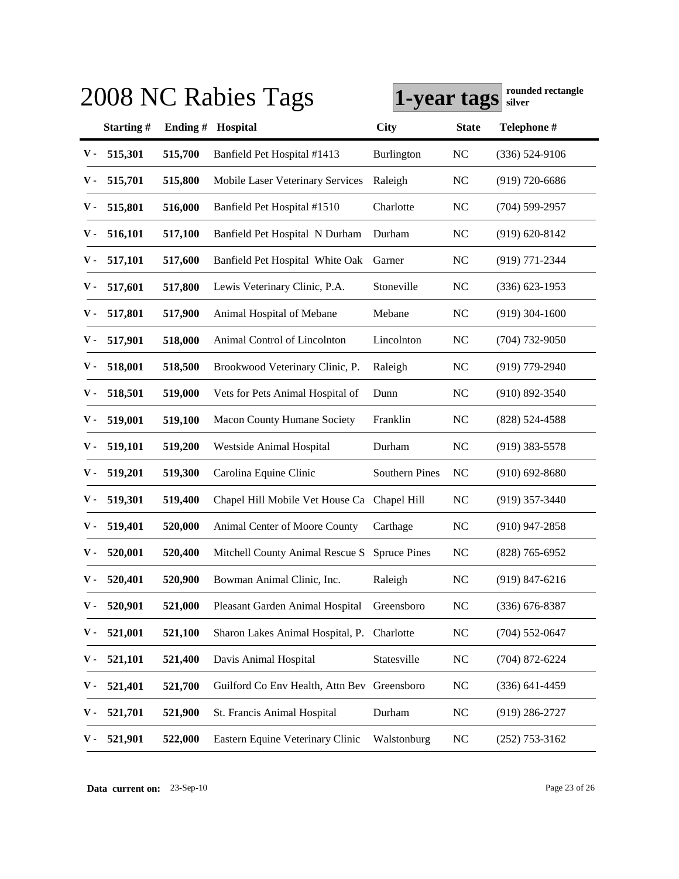# 2008 NC Rabies Tags

**1-year tags** rounded rectangle silver

| | Starting # | Ending # | Hospital | City | State | Telephone # |
|---|---|---|---|---|---|---|
| V - | 515,301 | 515,700 | Banfield Pet Hospital #1413 | Burlington | NC | (336) 524-9106 |
| V - | 515,701 | 515,800 | Mobile Laser Veterinary Services | Raleigh | NC | (919) 720-6686 |
| V - | 515,801 | 516,000 | Banfield Pet Hospital #1510 | Charlotte | NC | (704) 599-2957 |
| V - | 516,101 | 517,100 | Banfield Pet Hospital N Durham | Durham | NC | (919) 620-8142 |
| V - | 517,101 | 517,600 | Banfield Pet Hospital White Oak | Garner | NC | (919) 771-2344 |
| V - | 517,601 | 517,800 | Lewis Veterinary Clinic, P.A. | Stoneville | NC | (336) 623-1953 |
| V - | 517,801 | 517,900 | Animal Hospital of Mebane | Mebane | NC | (919) 304-1600 |
| V - | 517,901 | 518,000 | Animal Control of Lincolnton | Lincolnton | NC | (704) 732-9050 |
| V - | 518,001 | 518,500 | Brookwood Veterinary Clinic, P. | Raleigh | NC | (919) 779-2940 |
| V - | 518,501 | 519,000 | Vets for Pets Animal Hospital of | Dunn | NC | (910) 892-3540 |
| V - | 519,001 | 519,100 | Macon County Humane Society | Franklin | NC | (828) 524-4588 |
| V - | 519,101 | 519,200 | Westside Animal Hospital | Durham | NC | (919) 383-5578 |
| V - | 519,201 | 519,300 | Carolina Equine Clinic | Southern Pines | NC | (910) 692-8680 |
| V - | 519,301 | 519,400 | Chapel Hill Mobile Vet House Ca | Chapel Hill | NC | (919) 357-3440 |
| V - | 519,401 | 520,000 | Animal Center of Moore County | Carthage | NC | (910) 947-2858 |
| V - | 520,001 | 520,400 | Mitchell County Animal Rescue S | Spruce Pines | NC | (828) 765-6952 |
| V - | 520,401 | 520,900 | Bowman Animal Clinic, Inc. | Raleigh | NC | (919) 847-6216 |
| V - | 520,901 | 521,000 | Pleasant Garden Animal Hospital | Greensboro | NC | (336) 676-8387 |
| V - | 521,001 | 521,100 | Sharon Lakes Animal Hospital, P. | Charlotte | NC | (704) 552-0647 |
| V - | 521,101 | 521,400 | Davis Animal Hospital | Statesville | NC | (704) 872-6224 |
| V - | 521,401 | 521,700 | Guilford Co Env Health, Attn Bev | Greensboro | NC | (336) 641-4459 |
| V - | 521,701 | 521,900 | St. Francis Animal Hospital | Durham | NC | (919) 286-2727 |
| V - | 521,901 | 522,000 | Eastern Equine Veterinary Clinic | Walstonburg | NC | (252) 753-3162 |

**Data current on:** 23-Sep-10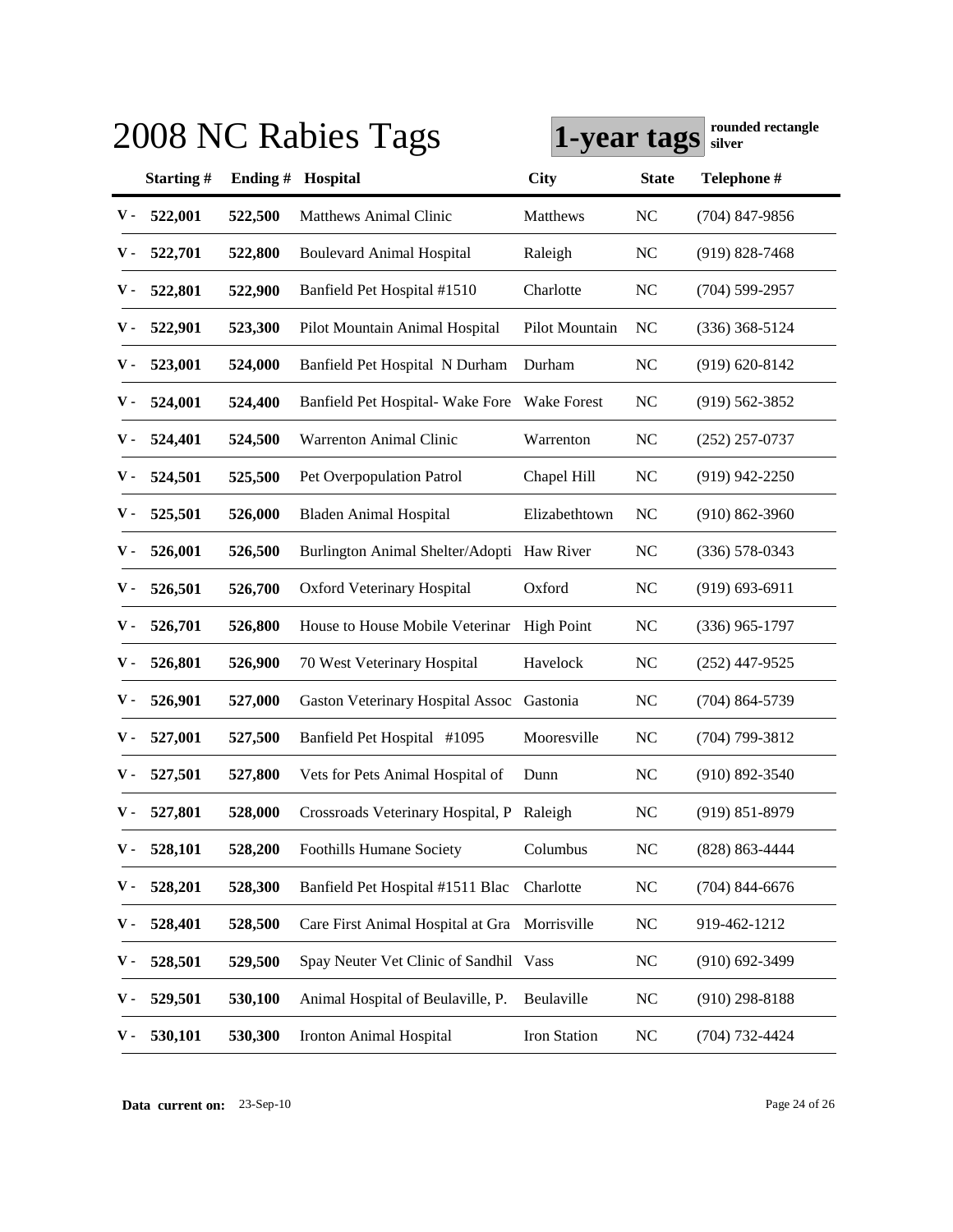# 2008 NC Rabies Tags

**1-year tags** rounded rectangle silver

| | Starting # | Ending # | Hospital | City | State | Telephone # |
|---|---|---|---|---|---|---|
| V - | 522,001 | 522,500 | Matthews Animal Clinic | Matthews | NC | (704) 847-9856 |
| V - | 522,701 | 522,800 | Boulevard Animal Hospital | Raleigh | NC | (919) 828-7468 |
| V - | 522,801 | 522,900 | Banfield Pet Hospital #1510 | Charlotte | NC | (704) 599-2957 |
| V - | 522,901 | 523,300 | Pilot Mountain Animal Hospital | Pilot Mountain | NC | (336) 368-5124 |
| V - | 523,001 | 524,000 | Banfield Pet Hospital N Durham | Durham | NC | (919) 620-8142 |
| V - | 524,001 | 524,400 | Banfield Pet Hospital- Wake Fore | Wake Forest | NC | (919) 562-3852 |
| V - | 524,401 | 524,500 | Warrenton Animal Clinic | Warrenton | NC | (252) 257-0737 |
| V - | 524,501 | 525,500 | Pet Overpopulation Patrol | Chapel Hill | NC | (919) 942-2250 |
| V - | 525,501 | 526,000 | Bladen Animal Hospital | Elizabethtown | NC | (910) 862-3960 |
| V - | 526,001 | 526,500 | Burlington Animal Shelter/Adopti | Haw River | NC | (336) 578-0343 |
| V - | 526,501 | 526,700 | Oxford Veterinary Hospital | Oxford | NC | (919) 693-6911 |
| V - | 526,701 | 526,800 | House to House Mobile Veterinar | High Point | NC | (336) 965-1797 |
| V - | 526,801 | 526,900 | 70 West Veterinary Hospital | Havelock | NC | (252) 447-9525 |
| V - | 526,901 | 527,000 | Gaston Veterinary Hospital Assoc | Gastonia | NC | (704) 864-5739 |
| V - | 527,001 | 527,500 | Banfield Pet Hospital #1095 | Mooresville | NC | (704) 799-3812 |
| V - | 527,501 | 527,800 | Vets for Pets Animal Hospital of | Dunn | NC | (910) 892-3540 |
| V - | 527,801 | 528,000 | Crossroads Veterinary Hospital, P | Raleigh | NC | (919) 851-8979 |
| V - | 528,101 | 528,200 | Foothills Humane Society | Columbus | NC | (828) 863-4444 |
| V - | 528,201 | 528,300 | Banfield Pet Hospital #1511 Blac | Charlotte | NC | (704) 844-6676 |
| V - | 528,401 | 528,500 | Care First Animal Hospital at Gra | Morrisville | NC | 919-462-1212 |
| V - | 528,501 | 529,500 | Spay Neuter Vet Clinic of Sandhil | Vass | NC | (910) 692-3499 |
| V - | 529,501 | 530,100 | Animal Hospital of Beulaville, P. | Beulaville | NC | (910) 298-8188 |
| V - | 530,101 | 530,300 | Ironton Animal Hospital | Iron Station | NC | (704) 732-4424 |

**Data current on:** 23-Sep-10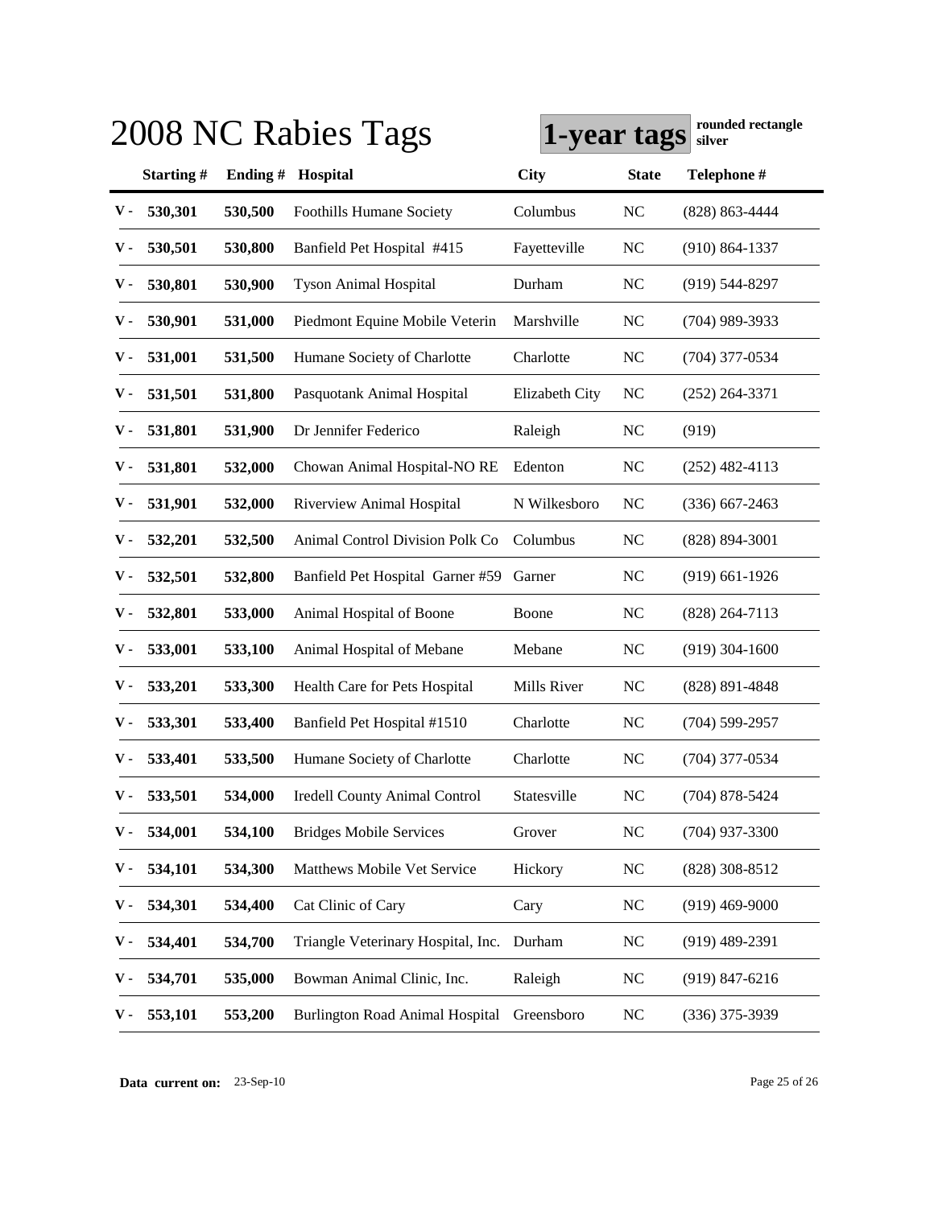# 2008 NC Rabies Tags

**1-year tags** **rounded rectangle silver**

| | Starting # | Ending # | Hospital | City | State | Telephone # |
|---|---|---|---|---|---|---|
| V - | 530,301 | 530,500 | Foothills Humane Society | Columbus | NC | (828) 863-4444 |
| V - | 530,501 | 530,800 | Banfield Pet Hospital #415 | Fayetteville | NC | (910) 864-1337 |
| V - | 530,801 | 530,900 | Tyson Animal Hospital | Durham | NC | (919) 544-8297 |
| V - | 530,901 | 531,000 | Piedmont Equine Mobile Veterin | Marshville | NC | (704) 989-3933 |
| V - | 531,001 | 531,500 | Humane Society of Charlotte | Charlotte | NC | (704) 377-0534 |
| V - | 531,501 | 531,800 | Pasquotank Animal Hospital | Elizabeth City | NC | (252) 264-3371 |
| V - | 531,801 | 531,900 | Dr Jennifer Federico | Raleigh | NC | (919) |
| V - | 531,801 | 532,000 | Chowan Animal Hospital-NO RE | Edenton | NC | (252) 482-4113 |
| V - | 531,901 | 532,000 | Riverview Animal Hospital | N Wilkesboro | NC | (336) 667-2463 |
| V - | 532,201 | 532,500 | Animal Control Division Polk Co | Columbus | NC | (828) 894-3001 |
| V - | 532,501 | 532,800 | Banfield Pet Hospital Garner #59 | Garner | NC | (919) 661-1926 |
| V - | 532,801 | 533,000 | Animal Hospital of Boone | Boone | NC | (828) 264-7113 |
| V - | 533,001 | 533,100 | Animal Hospital of Mebane | Mebane | NC | (919) 304-1600 |
| V - | 533,201 | 533,300 | Health Care for Pets Hospital | Mills River | NC | (828) 891-4848 |
| V - | 533,301 | 533,400 | Banfield Pet Hospital #1510 | Charlotte | NC | (704) 599-2957 |
| V - | 533,401 | 533,500 | Humane Society of Charlotte | Charlotte | NC | (704) 377-0534 |
| V - | 533,501 | 534,000 | Iredell County Animal Control | Statesville | NC | (704) 878-5424 |
| V - | 534,001 | 534,100 | Bridges Mobile Services | Grover | NC | (704) 937-3300 |
| V - | 534,101 | 534,300 | Matthews Mobile Vet Service | Hickory | NC | (828) 308-8512 |
| V - | 534,301 | 534,400 | Cat Clinic of Cary | Cary | NC | (919) 469-9000 |
| V - | 534,401 | 534,700 | Triangle Veterinary Hospital, Inc. | Durham | NC | (919) 489-2391 |
| V - | 534,701 | 535,000 | Bowman Animal Clinic, Inc. | Raleigh | NC | (919) 847-6216 |
| V - | 553,101 | 553,200 | Burlington Road Animal Hospital | Greensboro | NC | (336) 375-3939 |

**Data current on:** 23-Sep-10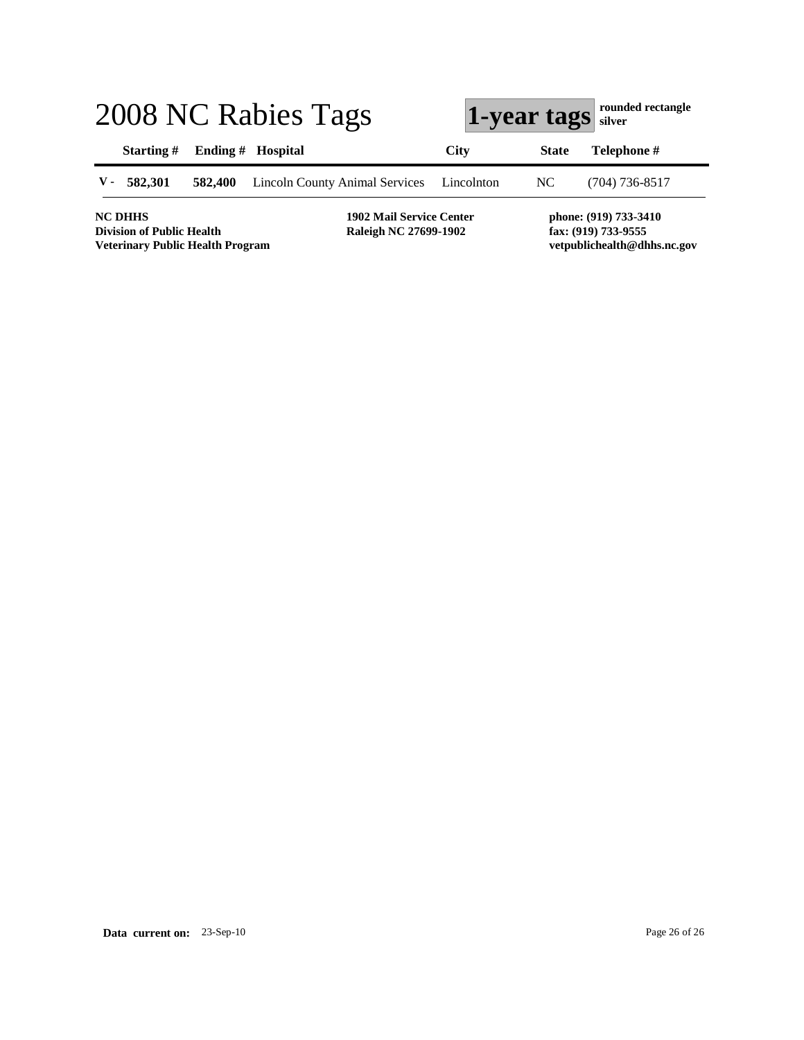# 2008 NC Rabies Tags

**1-year tags** **rounded rectangle silver**

| | Starting # | Ending # | Hospital | City | State | Telephone # |
|---|---|---|---|---|---|---|
| V - | 582,301 | 582,400 | Lincoln County Animal Services | Lincolnton | NC | (704) 736-8517 |

**NC DHHS**
**Division of Public Health**
**Veterinary Public Health Program**

**1902 Mail Service Center**
**Raleigh NC 27699-1902**

**phone: (919) 733-3410**
**fax: (919) 733-9555**
**vetpublichealth@dhhs.nc.gov**

**Data current on:** 23-Sep-10